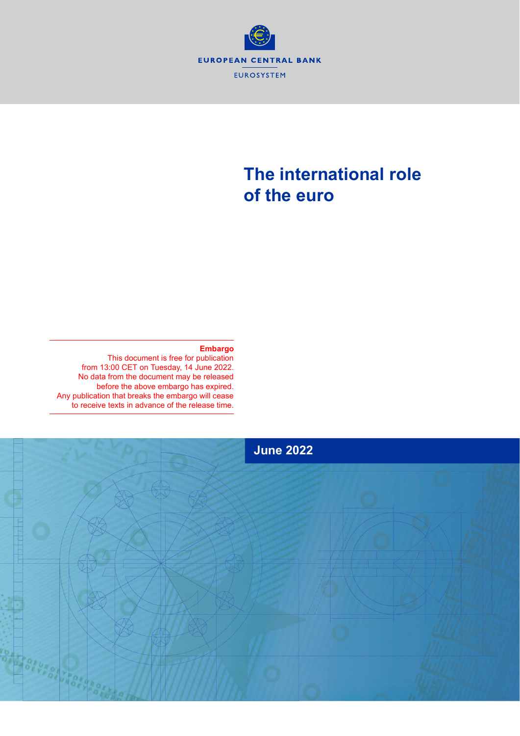EUROPEAN CENTRAL BANK

EUROSYSTEM

# The international role of the euro

**Embargo**

This document is free for publication from 13:00 CET on Tuesday, 14 June 2022. No data from the document may be released before the above embargo has expired. Any publication that breaks the embargo will cease to receive texts in advance of the release time.

**June 2022**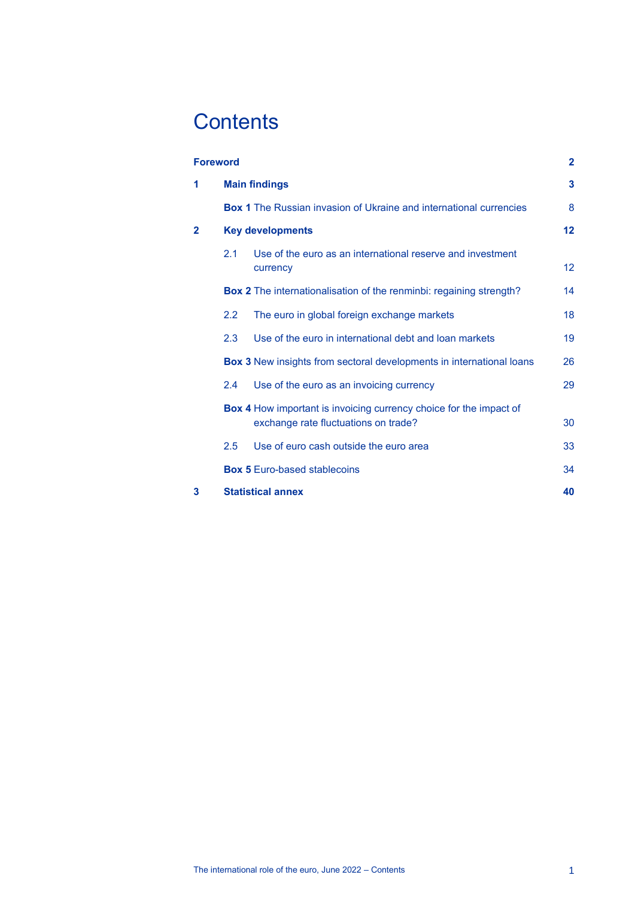# Contents

| | | |
|---|---|---|
| **Foreword** | | **2** |
| **1** | **Main findings** | **3** |
| | **Box 1** The Russian invasion of Ukraine and international currencies | 8 |
| **2** | **Key developments** | **12** |
| | 2.1 Use of the euro as an international reserve and investment currency | 12 |
| | **Box 2** The internationalisation of the renminbi: regaining strength? | 14 |
| | 2.2 The euro in global foreign exchange markets | 18 |
| | 2.3 Use of the euro in international debt and loan markets | 19 |
| | **Box 3** New insights from sectoral developments in international loans | 26 |
| | 2.4 Use of the euro as an invoicing currency | 29 |
| | **Box 4** How important is invoicing currency choice for the impact of exchange rate fluctuations on trade? | 30 |
| | 2.5 Use of euro cash outside the euro area | 33 |
| | **Box 5** Euro-based stablecoins | 34 |
| **3** | **Statistical annex** | **40** |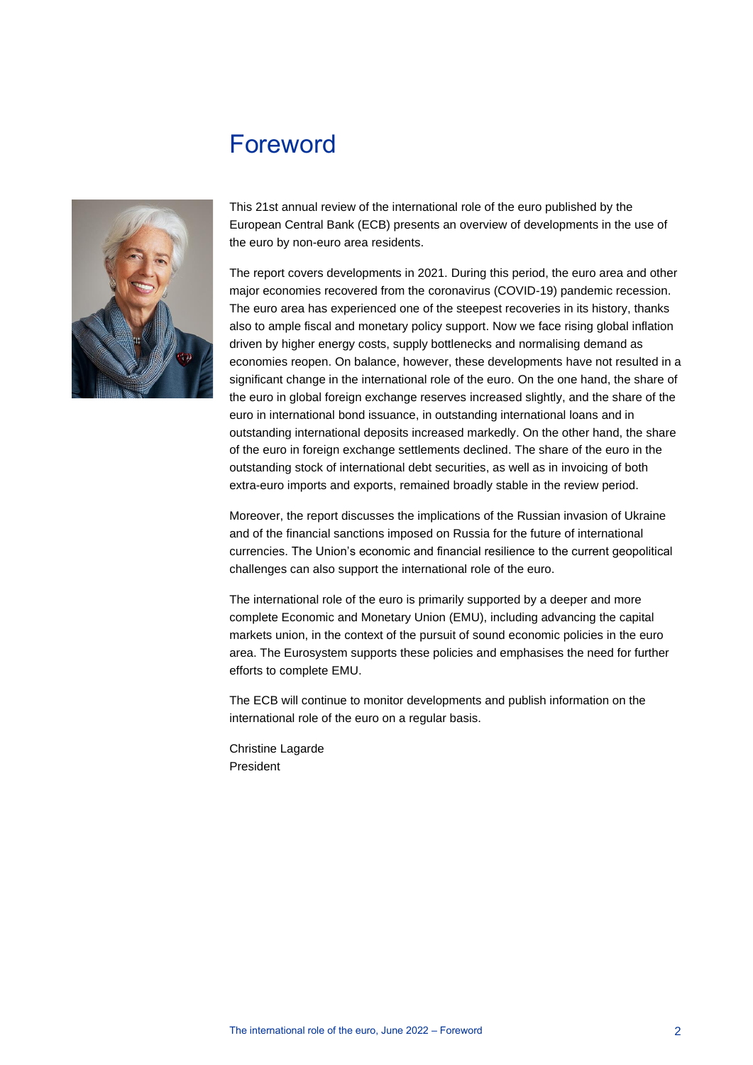# Foreword

This 21st annual review of the international role of the euro published by the European Central Bank (ECB) presents an overview of developments in the use of the euro by non-euro area residents.

The report covers developments in 2021. During this period, the euro area and other major economies recovered from the coronavirus (COVID-19) pandemic recession. The euro area has experienced one of the steepest recoveries in its history, thanks also to ample fiscal and monetary policy support. Now we face rising global inflation driven by higher energy costs, supply bottlenecks and normalising demand as economies reopen. On balance, however, these developments have not resulted in a significant change in the international role of the euro. On the one hand, the share of the euro in global foreign exchange reserves increased slightly, and the share of the euro in international bond issuance, in outstanding international loans and in outstanding international deposits increased markedly. On the other hand, the share of the euro in foreign exchange settlements declined. The share of the euro in the outstanding stock of international debt securities, as well as in invoicing of both extra-euro imports and exports, remained broadly stable in the review period.

Moreover, the report discusses the implications of the Russian invasion of Ukraine and of the financial sanctions imposed on Russia for the future of international currencies. The Union's economic and financial resilience to the current geopolitical challenges can also support the international role of the euro.

The international role of the euro is primarily supported by a deeper and more complete Economic and Monetary Union (EMU), including advancing the capital markets union, in the context of the pursuit of sound economic policies in the euro area. The Eurosystem supports these policies and emphasises the need for further efforts to complete EMU.

The ECB will continue to monitor developments and publish information on the international role of the euro on a regular basis.

Christine Lagarde
President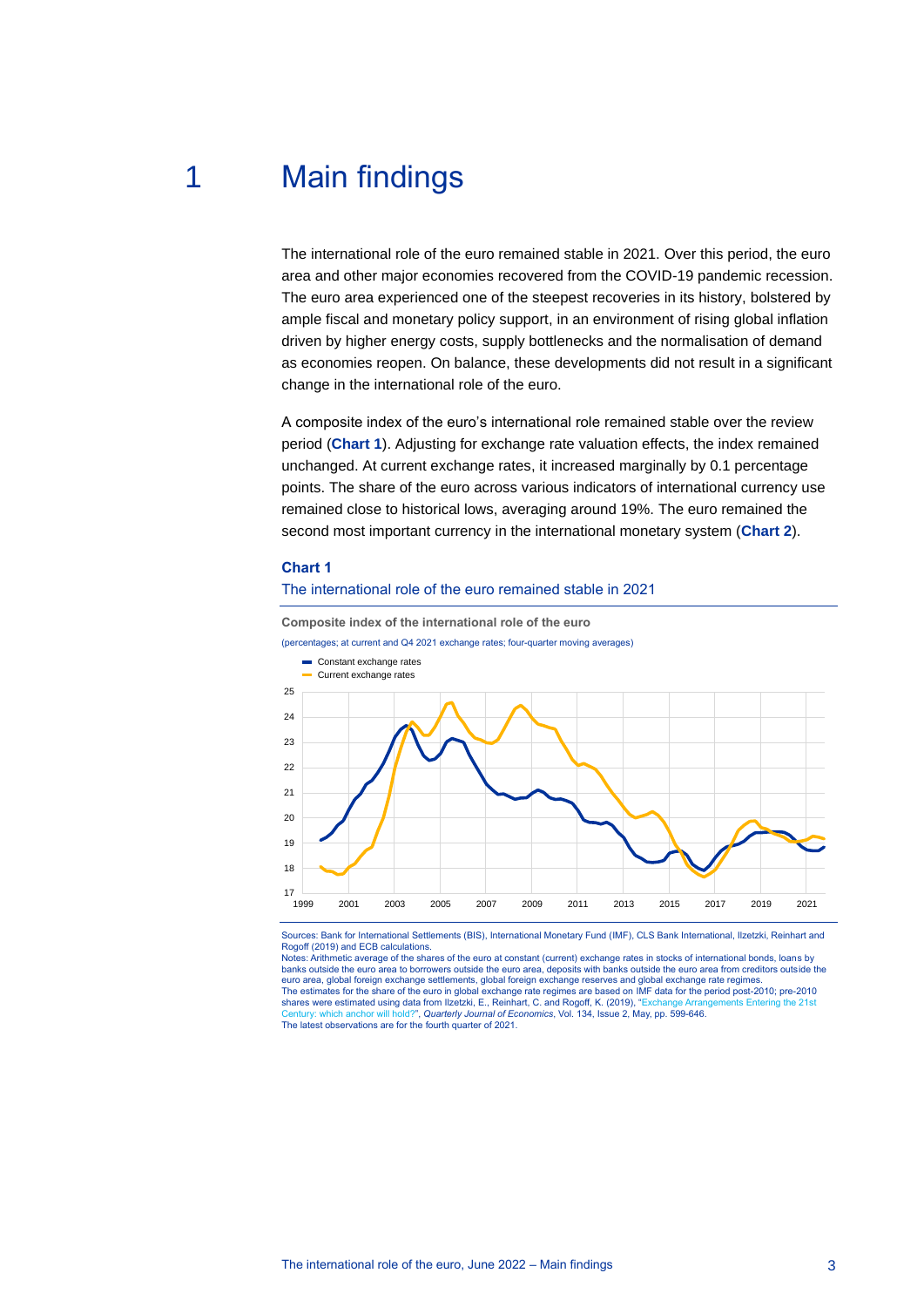# 1 Main findings

The international role of the euro remained stable in 2021. Over this period, the euro area and other major economies recovered from the COVID-19 pandemic recession. The euro area experienced one of the steepest recoveries in its history, bolstered by ample fiscal and monetary policy support, in an environment of rising global inflation driven by higher energy costs, supply bottlenecks and the normalisation of demand as economies reopen. On balance, these developments did not result in a significant change in the international role of the euro.

A composite index of the euro's international role remained stable over the review period (**Chart 1**). Adjusting for exchange rate valuation effects, the index remained unchanged. At current exchange rates, it increased marginally by 0.1 percentage points. The share of the euro across various indicators of international currency use remained close to historical lows, averaging around 19%. The euro remained the second most important currency in the international monetary system (**Chart 2**).

**Chart 1**

The international role of the euro remained stable in 2021

**Composite index of the international role of the euro**

(percentages; at current and Q4 2021 exchange rates; four-quarter moving averages)

Sources: Bank for International Settlements (BIS), International Monetary Fund (IMF), CLS Bank International, Ilzetzki, Reinhart and Rogoff (2019) and ECB calculations.
Notes: Arithmetic average of the shares of the euro at constant (current) exchange rates in stocks of international bonds, loans by banks outside the euro area to borrowers outside the euro area, deposits with banks outside the euro area from creditors outside the euro area, global foreign exchange settlements, global foreign exchange reserves and global exchange rate regimes.
The estimates for the share of the euro in global exchange rate regimes are based on IMF data for the period post-2010; pre-2010 shares were estimated using data from Ilzetzki, E., Reinhart, C. and Rogoff, K. (2019), "Exchange Arrangements Entering the 21st Century: which anchor will hold?", *Quarterly Journal of Economics*, Vol. 134, Issue 2, May, pp. 599-646.
The latest observations are for the fourth quarter of 2021.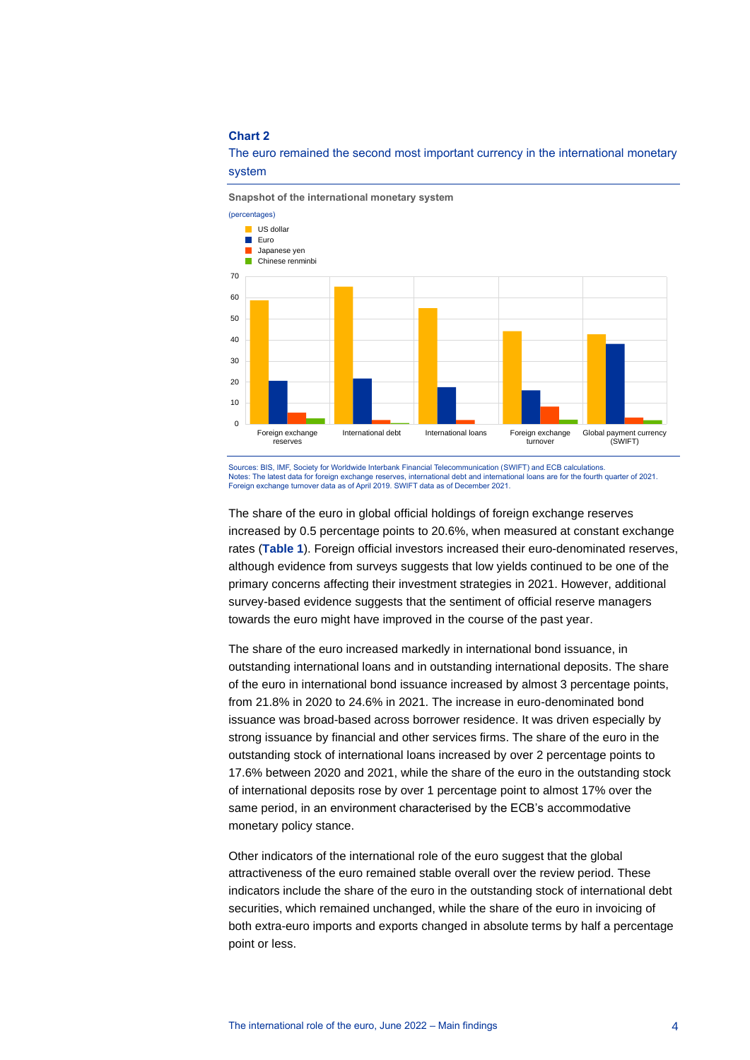**Chart 2**

The euro remained the second most important currency in the international monetary system

**Snapshot of the international monetary system**

(percentages)

Sources: BIS, IMF, Society for Worldwide Interbank Financial Telecommunication (SWIFT) and ECB calculations.
Notes: The latest data for foreign exchange reserves, international debt and international loans are for the fourth quarter of 2021. Foreign exchange turnover data as of April 2019. SWIFT data as of December 2021.

The share of the euro in global official holdings of foreign exchange reserves increased by 0.5 percentage points to 20.6%, when measured at constant exchange rates (**Table 1**). Foreign official investors increased their euro-denominated reserves, although evidence from surveys suggests that low yields continued to be one of the primary concerns affecting their investment strategies in 2021. However, additional survey-based evidence suggests that the sentiment of official reserve managers towards the euro might have improved in the course of the past year.

The share of the euro increased markedly in international bond issuance, in outstanding international loans and in outstanding international deposits. The share of the euro in international bond issuance increased by almost 3 percentage points, from 21.8% in 2020 to 24.6% in 2021. The increase in euro-denominated bond issuance was broad-based across borrower residence. It was driven especially by strong issuance by financial and other services firms. The share of the euro in the outstanding stock of international loans increased by over 2 percentage points to 17.6% between 2020 and 2021, while the share of the euro in the outstanding stock of international deposits rose by over 1 percentage point to almost 17% over the same period, in an environment characterised by the ECB's accommodative monetary policy stance.

Other indicators of the international role of the euro suggest that the global attractiveness of the euro remained stable overall over the review period. These indicators include the share of the euro in the outstanding stock of international debt securities, which remained unchanged, while the share of the euro in invoicing of both extra-euro imports and exports changed in absolute terms by half a percentage point or less.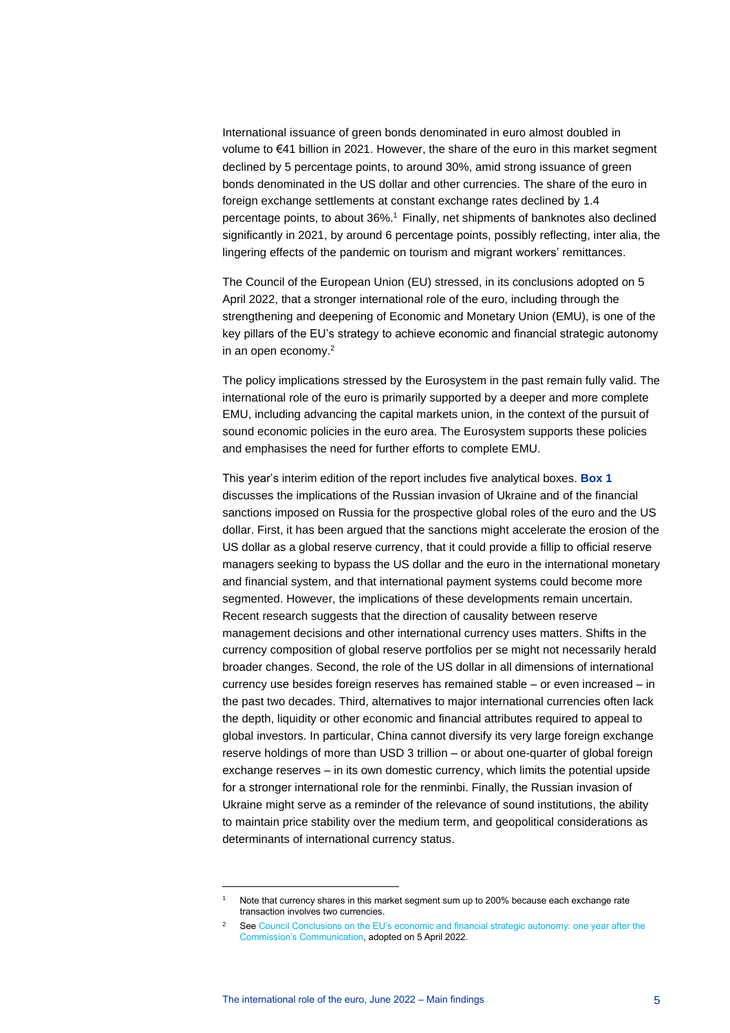International issuance of green bonds denominated in euro almost doubled in volume to €41 billion in 2021. However, the share of the euro in this market segment declined by 5 percentage points, to around 30%, amid strong issuance of green bonds denominated in the US dollar and other currencies. The share of the euro in foreign exchange settlements at constant exchange rates declined by 1.4 percentage points, to about 36%.[1] Finally, net shipments of banknotes also declined significantly in 2021, by around 6 percentage points, possibly reflecting, inter alia, the lingering effects of the pandemic on tourism and migrant workers' remittances.

The Council of the European Union (EU) stressed, in its conclusions adopted on 5 April 2022, that a stronger international role of the euro, including through the strengthening and deepening of Economic and Monetary Union (EMU), is one of the key pillars of the EU's strategy to achieve economic and financial strategic autonomy in an open economy.[2]

The policy implications stressed by the Eurosystem in the past remain fully valid. The international role of the euro is primarily supported by a deeper and more complete EMU, including advancing the capital markets union, in the context of the pursuit of sound economic policies in the euro area. The Eurosystem supports these policies and emphasises the need for further efforts to complete EMU.

This year's interim edition of the report includes five analytical boxes. **Box 1** discusses the implications of the Russian invasion of Ukraine and of the financial sanctions imposed on Russia for the prospective global roles of the euro and the US dollar. First, it has been argued that the sanctions might accelerate the erosion of the US dollar as a global reserve currency, that it could provide a fillip to official reserve managers seeking to bypass the US dollar and the euro in the international monetary and financial system, and that international payment systems could become more segmented. However, the implications of these developments remain uncertain. Recent research suggests that the direction of causality between reserve management decisions and other international currency uses matters. Shifts in the currency composition of global reserve portfolios per se might not necessarily herald broader changes. Second, the role of the US dollar in all dimensions of international currency use besides foreign reserves has remained stable – or even increased – in the past two decades. Third, alternatives to major international currencies often lack the depth, liquidity or other economic and financial attributes required to appeal to global investors. In particular, China cannot diversify its very large foreign exchange reserve holdings of more than USD 3 trillion – or about one-quarter of global foreign exchange reserves – in its own domestic currency, which limits the potential upside for a stronger international role for the renminbi. Finally, the Russian invasion of Ukraine might serve as a reminder of the relevance of sound institutions, the ability to maintain price stability over the medium term, and geopolitical considerations as determinants of international currency status.

---

[1] Note that currency shares in this market segment sum up to 200% because each exchange rate transaction involves two currencies.

[2] See Council Conclusions on the EU's economic and financial strategic autonomy: one year after the Commission's Communication, adopted on 5 April 2022.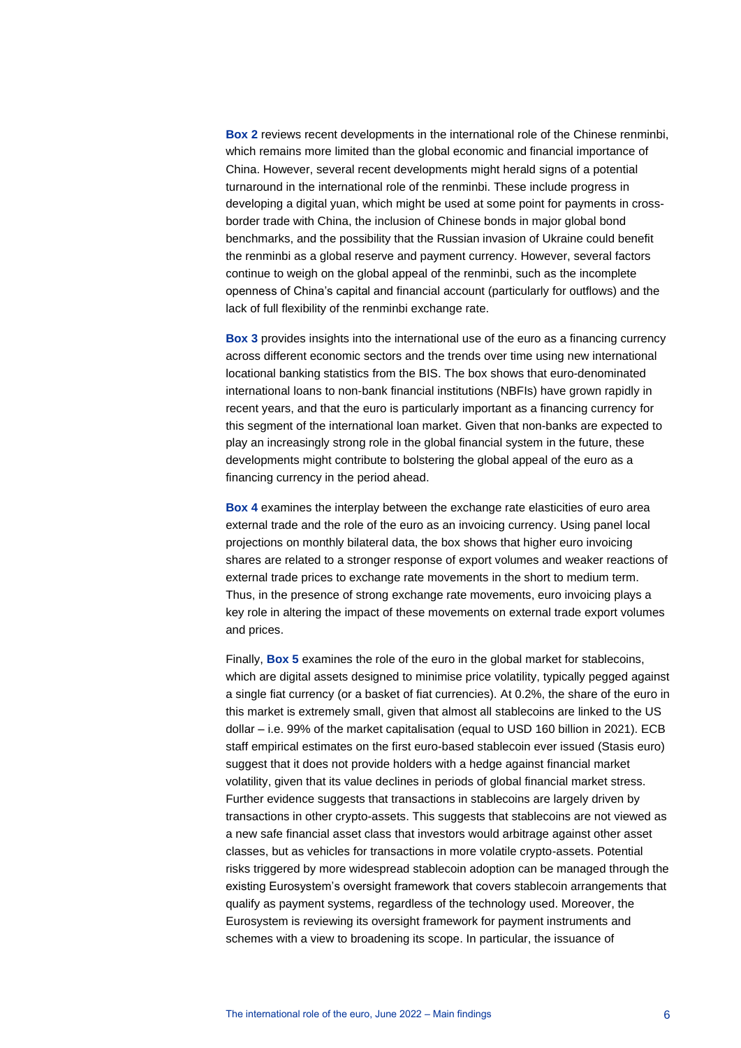**Box 2** reviews recent developments in the international role of the Chinese renminbi, which remains more limited than the global economic and financial importance of China. However, several recent developments might herald signs of a potential turnaround in the international role of the renminbi. These include progress in developing a digital yuan, which might be used at some point for payments in cross-border trade with China, the inclusion of Chinese bonds in major global bond benchmarks, and the possibility that the Russian invasion of Ukraine could benefit the renminbi as a global reserve and payment currency. However, several factors continue to weigh on the global appeal of the renminbi, such as the incomplete openness of China's capital and financial account (particularly for outflows) and the lack of full flexibility of the renminbi exchange rate.

**Box 3** provides insights into the international use of the euro as a financing currency across different economic sectors and the trends over time using new international locational banking statistics from the BIS. The box shows that euro-denominated international loans to non-bank financial institutions (NBFIs) have grown rapidly in recent years, and that the euro is particularly important as a financing currency for this segment of the international loan market. Given that non-banks are expected to play an increasingly strong role in the global financial system in the future, these developments might contribute to bolstering the global appeal of the euro as a financing currency in the period ahead.

**Box 4** examines the interplay between the exchange rate elasticities of euro area external trade and the role of the euro as an invoicing currency. Using panel local projections on monthly bilateral data, the box shows that higher euro invoicing shares are related to a stronger response of export volumes and weaker reactions of external trade prices to exchange rate movements in the short to medium term. Thus, in the presence of strong exchange rate movements, euro invoicing plays a key role in altering the impact of these movements on external trade export volumes and prices.

Finally, **Box 5** examines the role of the euro in the global market for stablecoins, which are digital assets designed to minimise price volatility, typically pegged against a single fiat currency (or a basket of fiat currencies). At 0.2%, the share of the euro in this market is extremely small, given that almost all stablecoins are linked to the US dollar – i.e. 99% of the market capitalisation (equal to USD 160 billion in 2021). ECB staff empirical estimates on the first euro-based stablecoin ever issued (Stasis euro) suggest that it does not provide holders with a hedge against financial market volatility, given that its value declines in periods of global financial market stress. Further evidence suggests that transactions in stablecoins are largely driven by transactions in other crypto-assets. This suggests that stablecoins are not viewed as a new safe financial asset class that investors would arbitrage against other asset classes, but as vehicles for transactions in more volatile crypto-assets. Potential risks triggered by more widespread stablecoin adoption can be managed through the existing Eurosystem's oversight framework that covers stablecoin arrangements that qualify as payment systems, regardless of the technology used. Moreover, the Eurosystem is reviewing its oversight framework for payment instruments and schemes with a view to broadening its scope. In particular, the issuance of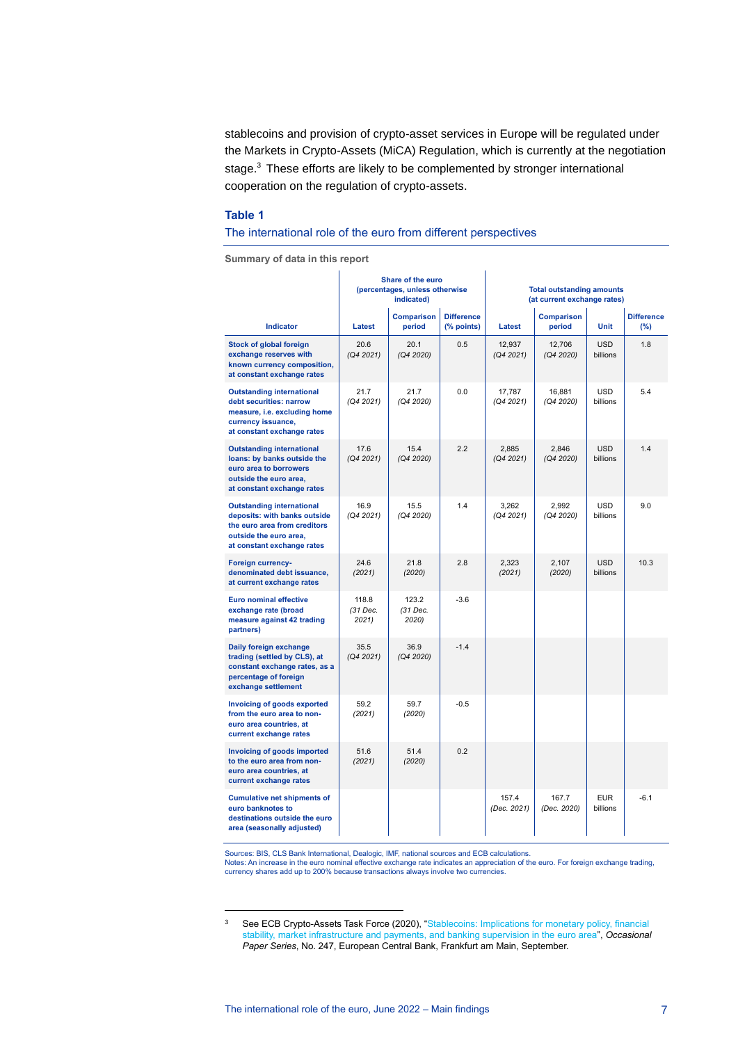stablecoins and provision of crypto-asset services in Europe will be regulated under the Markets in Crypto-Assets (MiCA) Regulation, which is currently at the negotiation stage.[3] These efforts are likely to be complemented by stronger international cooperation on the regulation of crypto-assets.

### Table 1

The international role of the euro from different perspectives

Summary of data in this report

| Indicator | Share of the euro (percentages, unless otherwise indicated) | | | Total outstanding amounts (at current exchange rates) | | | |
|---|---|---|---|---|---|---|---|
| | Latest | Comparison period | Difference (% points) | Latest | Comparison period | Unit | Difference (%) |
| Stock of global foreign exchange reserves with known currency composition, at constant exchange rates | 20.6 *(Q4 2021)* | 20.1 *(Q4 2020)* | 0.5 | 12,937 *(Q4 2021)* | 12,706 *(Q4 2020)* | USD billions | 1.8 |
| Outstanding international debt securities: narrow measure, i.e. excluding home currency issuance, at constant exchange rates | 21.7 *(Q4 2021)* | 21.7 *(Q4 2020)* | 0.0 | 17,787 *(Q4 2021)* | 16,881 *(Q4 2020)* | USD billions | 5.4 |
| Outstanding international loans: by banks outside the euro area to borrowers outside the euro area, at constant exchange rates | 17.6 *(Q4 2021)* | 15.4 *(Q4 2020)* | 2.2 | 2,885 *(Q4 2021)* | 2,846 *(Q4 2020)* | USD billions | 1.4 |
| Outstanding international deposits: with banks outside the euro area from creditors outside the euro area, at constant exchange rates | 16.9 *(Q4 2021)* | 15.5 *(Q4 2020)* | 1.4 | 3,262 *(Q4 2021)* | 2,992 *(Q4 2020)* | USD billions | 9.0 |
| Foreign currency-denominated debt issuance, at current exchange rates | 24.6 *(2021)* | 21.8 *(2020)* | 2.8 | 2,323 *(2021)* | 2,107 *(2020)* | USD billions | 10.3 |
| Euro nominal effective exchange rate (broad measure against 42 trading partners) | 118.8 *(31 Dec. 2021)* | 123.2 *(31 Dec. 2020)* | -3.6 | | | | |
| Daily foreign exchange trading (settled by CLS), at constant exchange rates, as a percentage of foreign exchange settlement | 35.5 *(Q4 2021)* | 36.9 *(Q4 2020)* | -1.4 | | | | |
| Invoicing of goods exported from the euro area to non-euro area countries, at current exchange rates | 59.2 *(2021)* | 59.7 *(2020)* | -0.5 | | | | |
| Invoicing of goods imported to the euro area from non-euro area countries, at current exchange rates | 51.6 *(2021)* | 51.4 *(2020)* | 0.2 | | | | |
| Cumulative net shipments of euro banknotes to destinations outside the euro area (seasonally adjusted) | | | | 157.4 *(Dec. 2021)* | 167.7 *(Dec. 2020)* | EUR billions | -6.1 |

Sources: BIS, CLS Bank International, Dealogic, IMF, national sources and ECB calculations.
Notes: An increase in the euro nominal effective exchange rate indicates an appreciation of the euro. For foreign exchange trading, currency shares add up to 200% because transactions always involve two currencies.

---

[3] See ECB Crypto-Assets Task Force (2020), "Stablecoins: Implications for monetary policy, financial stability, market infrastructure and payments, and banking supervision in the euro area", *Occasional Paper Series*, No. 247, European Central Bank, Frankfurt am Main, September.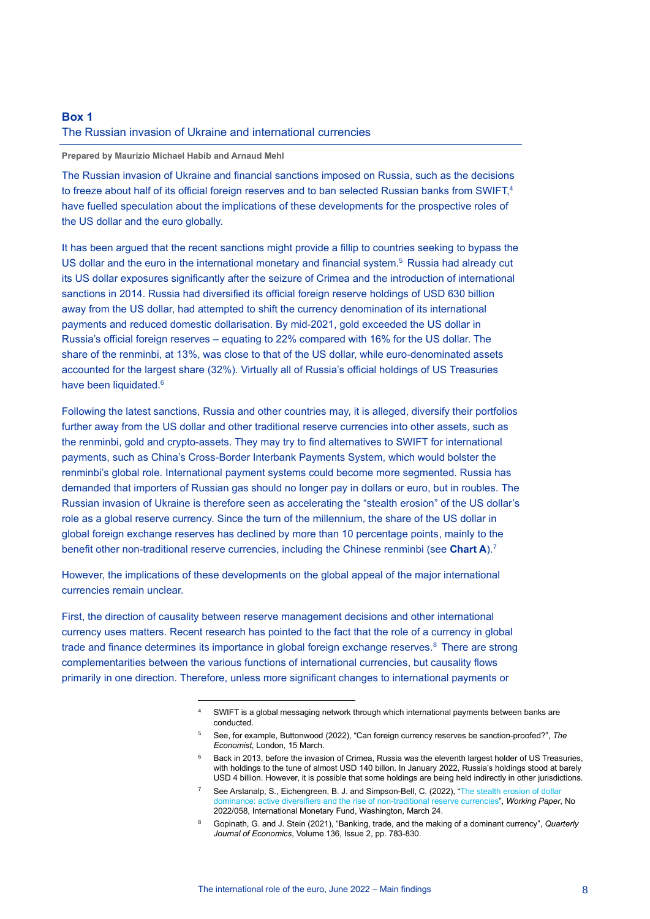## Box 1

### The Russian invasion of Ukraine and international currencies

**Prepared by Maurizio Michael Habib and Arnaud Mehl**

The Russian invasion of Ukraine and financial sanctions imposed on Russia, such as the decisions to freeze about half of its official foreign reserves and to ban selected Russian banks from SWIFT,[4] have fuelled speculation about the implications of these developments for the prospective roles of the US dollar and the euro globally.

It has been argued that the recent sanctions might provide a fillip to countries seeking to bypass the US dollar and the euro in the international monetary and financial system.[5] Russia had already cut its US dollar exposures significantly after the seizure of Crimea and the introduction of international sanctions in 2014. Russia had diversified its official foreign reserve holdings of USD 630 billion away from the US dollar, had attempted to shift the currency denomination of its international payments and reduced domestic dollarisation. By mid-2021, gold exceeded the US dollar in Russia's official foreign reserves – equating to 22% compared with 16% for the US dollar. The share of the renminbi, at 13%, was close to that of the US dollar, while euro-denominated assets accounted for the largest share (32%). Virtually all of Russia's official holdings of US Treasuries have been liquidated.[6]

Following the latest sanctions, Russia and other countries may, it is alleged, diversify their portfolios further away from the US dollar and other traditional reserve currencies into other assets, such as the renminbi, gold and crypto-assets. They may try to find alternatives to SWIFT for international payments, such as China's Cross-Border Interbank Payments System, which would bolster the renminbi's global role. International payment systems could become more segmented. Russia has demanded that importers of Russian gas should no longer pay in dollars or euro, but in roubles. The Russian invasion of Ukraine is therefore seen as accelerating the "stealth erosion" of the US dollar's role as a global reserve currency. Since the turn of the millennium, the share of the US dollar in global foreign exchange reserves has declined by more than 10 percentage points, mainly to the benefit other non-traditional reserve currencies, including the Chinese renminbi (see **Chart A**).[7]

However, the implications of these developments on the global appeal of the major international currencies remain unclear.

First, the direction of causality between reserve management decisions and other international currency uses matters. Recent research has pointed to the fact that the role of a currency in global trade and finance determines its importance in global foreign exchange reserves.[8] There are strong complementarities between the various functions of international currencies, but causality flows primarily in one direction. Therefore, unless more significant changes to international payments or

---

[4] SWIFT is a global messaging network through which international payments between banks are conducted.

[5] See, for example, Buttonwood (2022), "Can foreign currency reserves be sanction-proofed?", *The Economist*, London, 15 March.

[6] Back in 2013, before the invasion of Crimea, Russia was the eleventh largest holder of US Treasuries, with holdings to the tune of almost USD 140 billon. In January 2022, Russia's holdings stood at barely USD 4 billion. However, it is possible that some holdings are being held indirectly in other jurisdictions.

[7] See Arslanalp, S., Eichengreen, B. J. and Simpson-Bell, C. (2022), "The stealth erosion of dollar dominance: active diversifiers and the rise of non-traditional reserve currencies", *Working Paper*, No 2022/058, International Monetary Fund, Washington, March 24.

[8] Gopinath, G. and J. Stein (2021), "Banking, trade, and the making of a dominant currency", *Quarterly Journal of Economics*, Volume 136, Issue 2, pp. 783-830.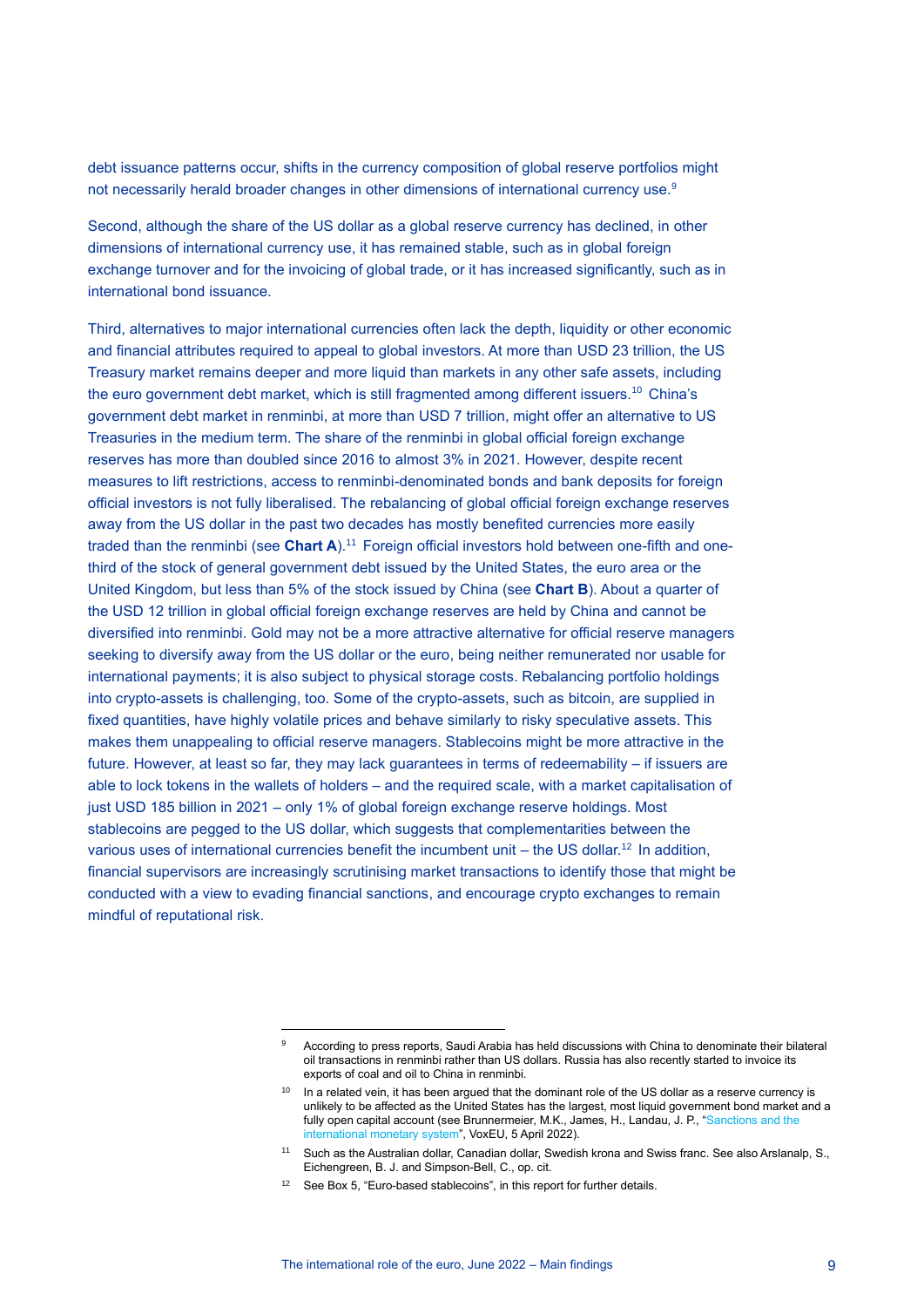debt issuance patterns occur, shifts in the currency composition of global reserve portfolios might not necessarily herald broader changes in other dimensions of international currency use.[9]

Second, although the share of the US dollar as a global reserve currency has declined, in other dimensions of international currency use, it has remained stable, such as in global foreign exchange turnover and for the invoicing of global trade, or it has increased significantly, such as in international bond issuance.

Third, alternatives to major international currencies often lack the depth, liquidity or other economic and financial attributes required to appeal to global investors. At more than USD 23 trillion, the US Treasury market remains deeper and more liquid than markets in any other safe assets, including the euro government debt market, which is still fragmented among different issuers.[10] China's government debt market in renminbi, at more than USD 7 trillion, might offer an alternative to US Treasuries in the medium term. The share of the renminbi in global official foreign exchange reserves has more than doubled since 2016 to almost 3% in 2021. However, despite recent measures to lift restrictions, access to renminbi-denominated bonds and bank deposits for foreign official investors is not fully liberalised. The rebalancing of global official foreign exchange reserves away from the US dollar in the past two decades has mostly benefited currencies more easily traded than the renminbi (see **Chart A**).[11] Foreign official investors hold between one-fifth and one-third of the stock of general government debt issued by the United States, the euro area or the United Kingdom, but less than 5% of the stock issued by China (see **Chart B**). About a quarter of the USD 12 trillion in global official foreign exchange reserves are held by China and cannot be diversified into renminbi. Gold may not be a more attractive alternative for official reserve managers seeking to diversify away from the US dollar or the euro, being neither remunerated nor usable for international payments; it is also subject to physical storage costs. Rebalancing portfolio holdings into crypto-assets is challenging, too. Some of the crypto-assets, such as bitcoin, are supplied in fixed quantities, have highly volatile prices and behave similarly to risky speculative assets. This makes them unappealing to official reserve managers. Stablecoins might be more attractive in the future. However, at least so far, they may lack guarantees in terms of redeemability – if issuers are able to lock tokens in the wallets of holders – and the required scale, with a market capitalisation of just USD 185 billion in 2021 – only 1% of global foreign exchange reserve holdings. Most stablecoins are pegged to the US dollar, which suggests that complementarities between the various uses of international currencies benefit the incumbent unit – the US dollar.[12] In addition, financial supervisors are increasingly scrutinising market transactions to identify those that might be conducted with a view to evading financial sanctions, and encourage crypto exchanges to remain mindful of reputational risk.

---

[9] According to press reports, Saudi Arabia has held discussions with China to denominate their bilateral oil transactions in renminbi rather than US dollars. Russia has also recently started to invoice its exports of coal and oil to China in renminbi.

[10] In a related vein, it has been argued that the dominant role of the US dollar as a reserve currency is unlikely to be affected as the United States has the largest, most liquid government bond market and a fully open capital account (see Brunnermeier, M.K., James, H., Landau, J. P., "Sanctions and the international monetary system", VoxEU, 5 April 2022).

[11] Such as the Australian dollar, Canadian dollar, Swedish krona and Swiss franc. See also Arslanalp, S., Eichengreen, B. J. and Simpson-Bell, C., op. cit.

[12] See Box 5, "Euro-based stablecoins", in this report for further details.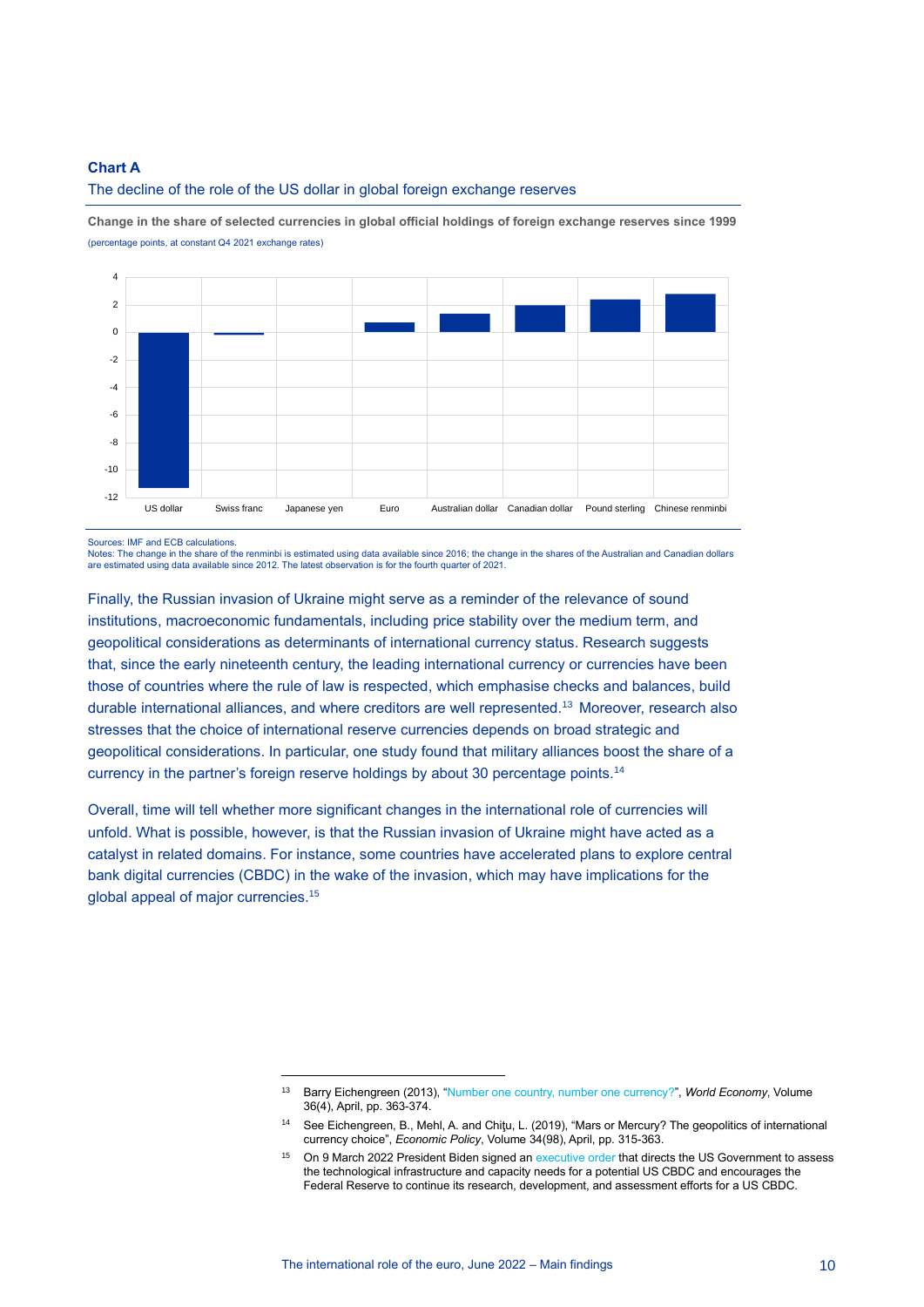**Chart A**

The decline of the role of the US dollar in global foreign exchange reserves

**Change in the share of selected currencies in global official holdings of foreign exchange reserves since 1999**

(percentage points, at constant Q4 2021 exchange rates)

Sources: IMF and ECB calculations.
Notes: The change in the share of the renminbi is estimated using data available since 2016; the change in the shares of the Australian and Canadian dollars are estimated using data available since 2012. The latest observation is for the fourth quarter of 2021.

Finally, the Russian invasion of Ukraine might serve as a reminder of the relevance of sound institutions, macroeconomic fundamentals, including price stability over the medium term, and geopolitical considerations as determinants of international currency status. Research suggests that, since the early nineteenth century, the leading international currency or currencies have been those of countries where the rule of law is respected, which emphasise checks and balances, build durable international alliances, and where creditors are well represented.[13] Moreover, research also stresses that the choice of international reserve currencies depends on broad strategic and geopolitical considerations. In particular, one study found that military alliances boost the share of a currency in the partner's foreign reserve holdings by about 30 percentage points.[14]

Overall, time will tell whether more significant changes in the international role of currencies will unfold. What is possible, however, is that the Russian invasion of Ukraine might have acted as a catalyst in related domains. For instance, some countries have accelerated plans to explore central bank digital currencies (CBDC) in the wake of the invasion, which may have implications for the global appeal of major currencies.[15]

---

[13] Barry Eichengreen (2013), "Number one country, number one currency?", *World Economy*, Volume 36(4), April, pp. 363-374.

[14] See Eichengreen, B., Mehl, A. and Chiţu, L. (2019), "Mars or Mercury? The geopolitics of international currency choice", *Economic Policy*, Volume 34(98), April, pp. 315-363.

[15] On 9 March 2022 President Biden signed an executive order that directs the US Government to assess the technological infrastructure and capacity needs for a potential US CBDC and encourages the Federal Reserve to continue its research, development, and assessment efforts for a US CBDC.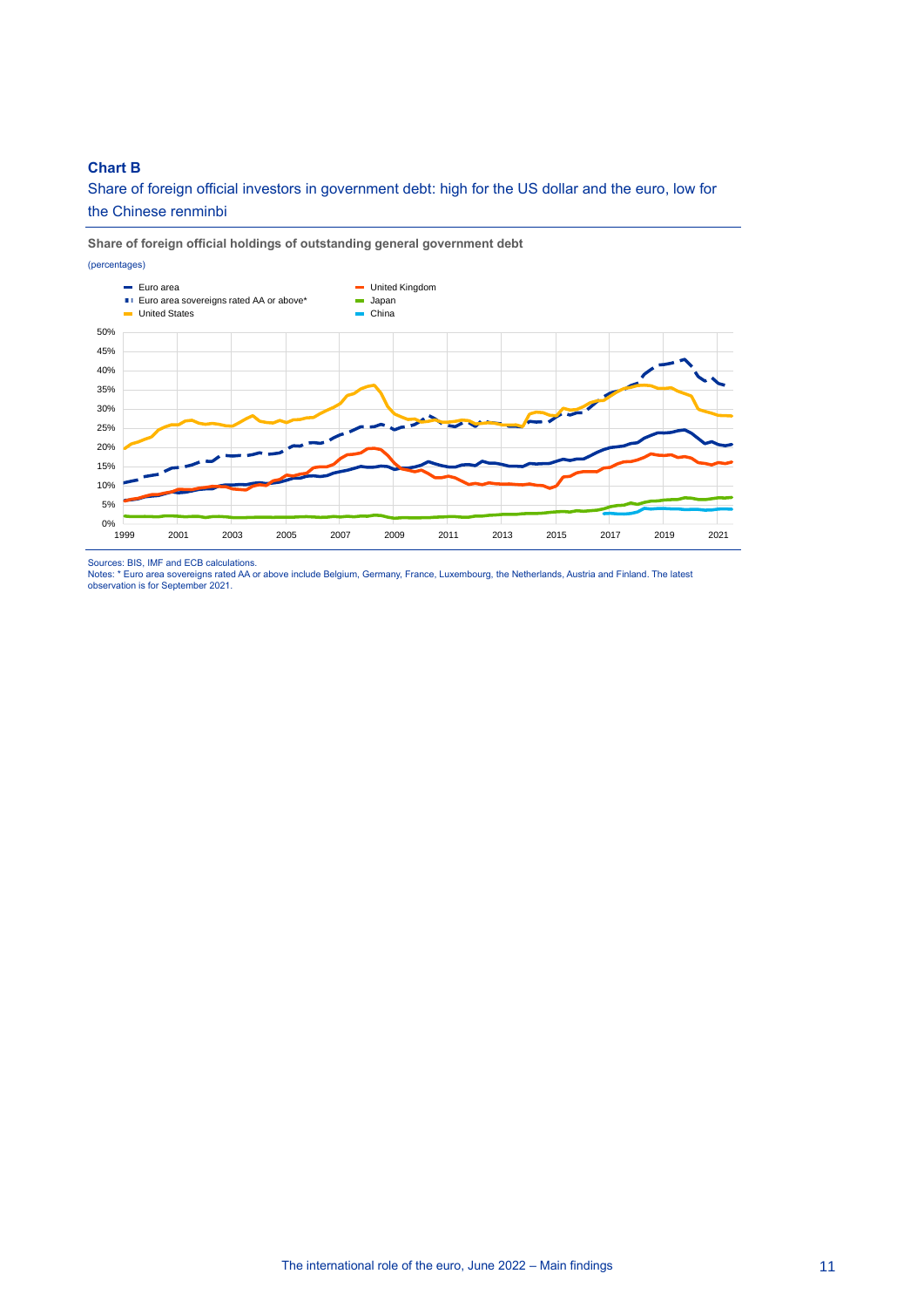**Chart B**

Share of foreign official investors in government debt: high for the US dollar and the euro, low for the Chinese renminbi

**Share of foreign official holdings of outstanding general government debt**

(percentages)

Sources: BIS, IMF and ECB calculations.
Notes: * Euro area sovereigns rated AA or above include Belgium, Germany, France, Luxembourg, the Netherlands, Austria and Finland. The latest observation is for September 2021.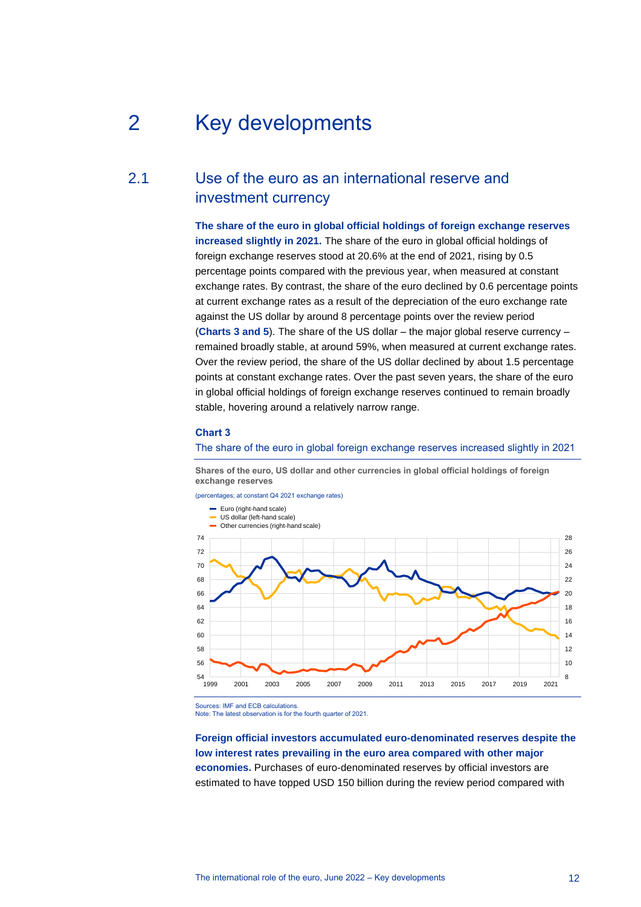# 2 Key developments

## 2.1 Use of the euro as an international reserve and investment currency

**The share of the euro in global official holdings of foreign exchange reserves increased slightly in 2021.** The share of the euro in global official holdings of foreign exchange reserves stood at 20.6% at the end of 2021, rising by 0.5 percentage points compared with the previous year, when measured at constant exchange rates. By contrast, the share of the euro declined by 0.6 percentage points at current exchange rates as a result of the depreciation of the euro exchange rate against the US dollar by around 8 percentage points over the review period (**Charts 3 and 5**). The share of the US dollar – the major global reserve currency – remained broadly stable, at around 59%, when measured at current exchange rates. Over the review period, the share of the US dollar declined by about 1.5 percentage points at constant exchange rates. Over the past seven years, the share of the euro in global official holdings of foreign exchange reserves continued to remain broadly stable, hovering around a relatively narrow range.

**Chart 3**

The share of the euro in global foreign exchange reserves increased slightly in 2021

**Shares of the euro, US dollar and other currencies in global official holdings of foreign exchange reserves**

(percentages; at constant Q4 2021 exchange rates)

- Euro (right-hand scale)
- US dollar (left-hand scale)
- Other currencies (right-hand scale)

Sources: IMF and ECB calculations.
Note: The latest observation is for the fourth quarter of 2021.

**Foreign official investors accumulated euro-denominated reserves despite the low interest rates prevailing in the euro area compared with other major economies.** Purchases of euro-denominated reserves by official investors are estimated to have topped USD 150 billion during the review period compared with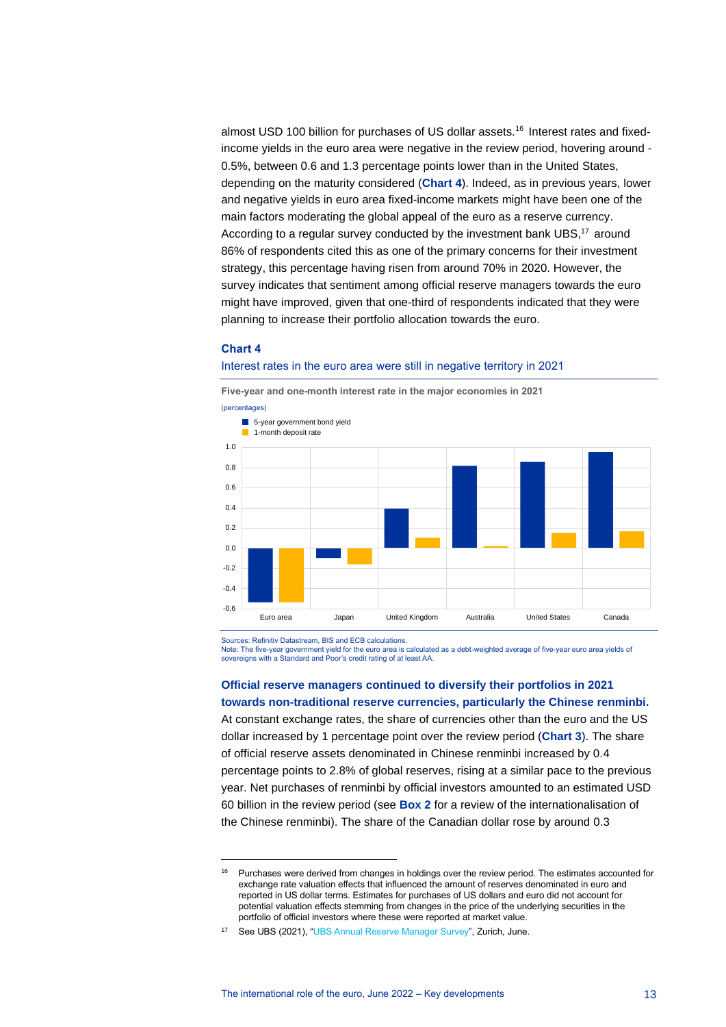almost USD 100 billion for purchases of US dollar assets.[16] Interest rates and fixed-income yields in the euro area were negative in the review period, hovering around -0.5%, between 0.6 and 1.3 percentage points lower than in the United States, depending on the maturity considered (**Chart 4**). Indeed, as in previous years, lower and negative yields in euro area fixed-income markets might have been one of the main factors moderating the global appeal of the euro as a reserve currency. According to a regular survey conducted by the investment bank UBS,[17] around 86% of respondents cited this as one of the primary concerns for their investment strategy, this percentage having risen from around 70% in 2020. However, the survey indicates that sentiment among official reserve managers towards the euro might have improved, given that one-third of respondents indicated that they were planning to increase their portfolio allocation towards the euro.

**Chart 4**

Interest rates in the euro area were still in negative territory in 2021

**Five-year and one-month interest rate in the major economies in 2021**

(percentages)

- 5-year government bond yield
- 1-month deposit rate

Sources: Refinitiv Datastream, BIS and ECB calculations.
Note: The five-year government yield for the euro area is calculated as a debt-weighted average of five-year euro area yields of sovereigns with a Standard and Poor's credit rating of at least AA.

**Official reserve managers continued to diversify their portfolios in 2021 towards non-traditional reserve currencies, particularly the Chinese renminbi.** At constant exchange rates, the share of currencies other than the euro and the US dollar increased by 1 percentage point over the review period (**Chart 3**). The share of official reserve assets denominated in Chinese renminbi increased by 0.4 percentage points to 2.8% of global reserves, rising at a similar pace to the previous year. Net purchases of renminbi by official investors amounted to an estimated USD 60 billion in the review period (see **Box 2** for a review of the internationalisation of the Chinese renminbi). The share of the Canadian dollar rose by around 0.3

---

[16] Purchases were derived from changes in holdings over the review period. The estimates accounted for exchange rate valuation effects that influenced the amount of reserves denominated in euro and reported in US dollar terms. Estimates for purchases of US dollars and euro did not account for potential valuation effects stemming from changes in the price of the underlying securities in the portfolio of official investors where these were reported at market value.

[17] See UBS (2021), "UBS Annual Reserve Manager Survey", Zurich, June.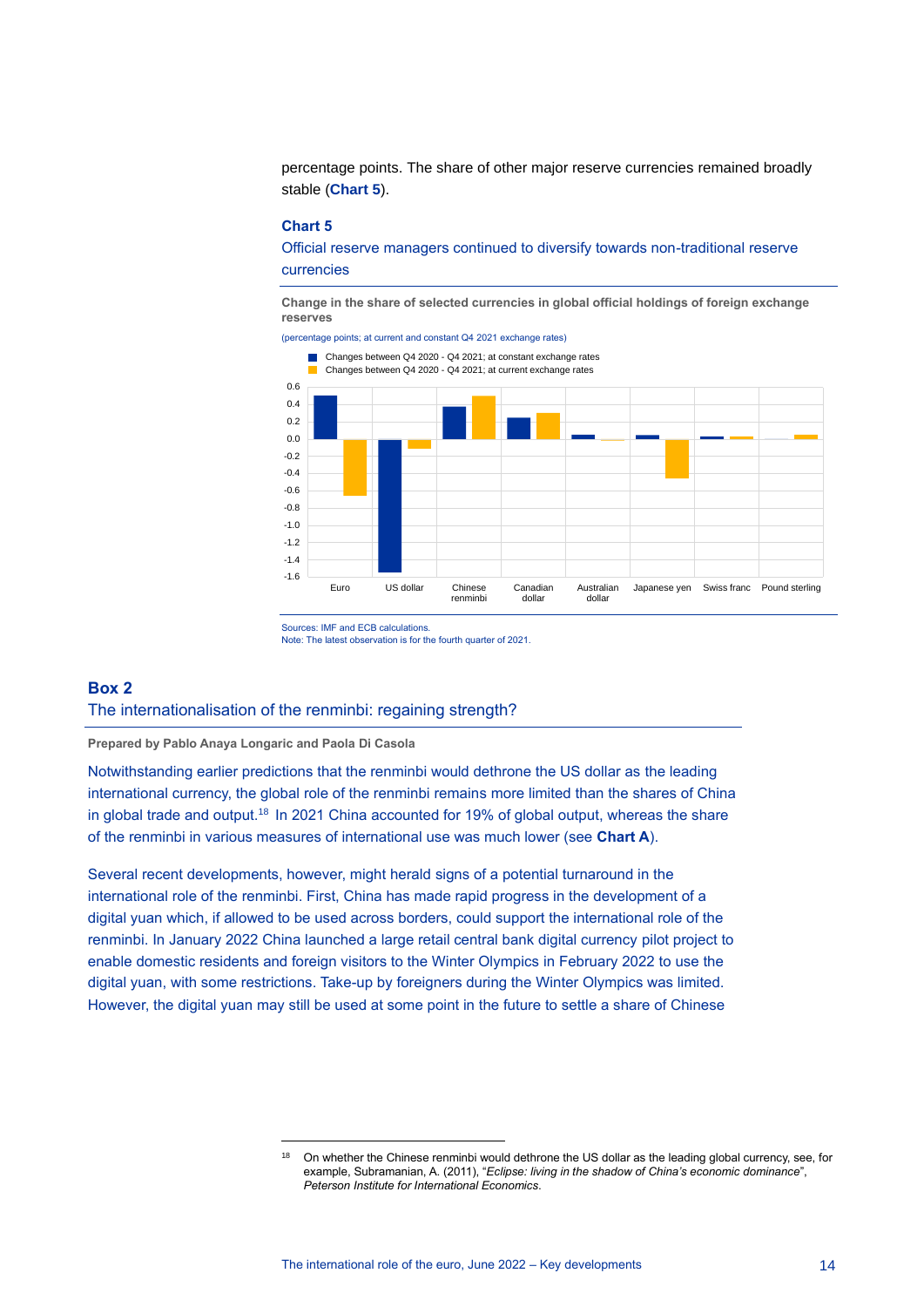percentage points. The share of other major reserve currencies remained broadly stable (**Chart 5**).

**Chart 5**

Official reserve managers continued to diversify towards non-traditional reserve currencies

**Change in the share of selected currencies in global official holdings of foreign exchange reserves**

(percentage points; at current and constant Q4 2021 exchange rates)

Sources: IMF and ECB calculations.
Note: The latest observation is for the fourth quarter of 2021.

## Box 2
## The internationalisation of the renminbi: regaining strength?

**Prepared by Pablo Anaya Longaric and Paola Di Casola**

Notwithstanding earlier predictions that the renminbi would dethrone the US dollar as the leading international currency, the global role of the renminbi remains more limited than the shares of China in global trade and output.[18] In 2021 China accounted for 19% of global output, whereas the share of the renminbi in various measures of international use was much lower (see **Chart A**).

Several recent developments, however, might herald signs of a potential turnaround in the international role of the renminbi. First, China has made rapid progress in the development of a digital yuan which, if allowed to be used across borders, could support the international role of the renminbi. In January 2022 China launched a large retail central bank digital currency pilot project to enable domestic residents and foreign visitors to the Winter Olympics in February 2022 to use the digital yuan, with some restrictions. Take-up by foreigners during the Winter Olympics was limited. However, the digital yuan may still be used at some point in the future to settle a share of Chinese

[18] On whether the Chinese renminbi would dethrone the US dollar as the leading global currency, see, for example, Subramanian, A. (2011), "*Eclipse: living in the shadow of China's economic dominance*", *Peterson Institute for International Economics*.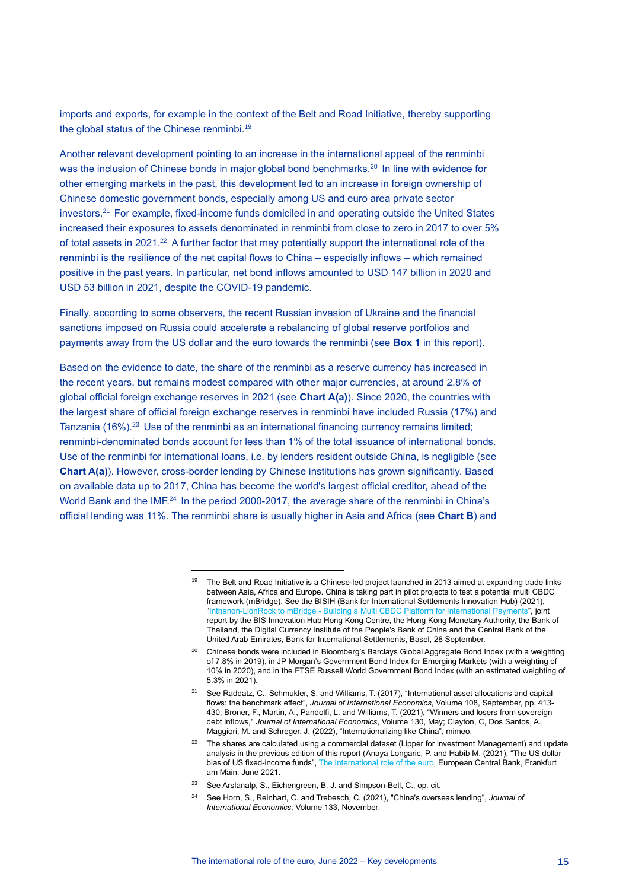imports and exports, for example in the context of the Belt and Road Initiative, thereby supporting the global status of the Chinese renminbi.[19]

Another relevant development pointing to an increase in the international appeal of the renminbi was the inclusion of Chinese bonds in major global bond benchmarks.[20] In line with evidence for other emerging markets in the past, this development led to an increase in foreign ownership of Chinese domestic government bonds, especially among US and euro area private sector investors.[21] For example, fixed-income funds domiciled in and operating outside the United States increased their exposures to assets denominated in renminbi from close to zero in 2017 to over 5% of total assets in 2021.[22] A further factor that may potentially support the international role of the renminbi is the resilience of the net capital flows to China – especially inflows – which remained positive in the past years. In particular, net bond inflows amounted to USD 147 billion in 2020 and USD 53 billion in 2021, despite the COVID-19 pandemic.

Finally, according to some observers, the recent Russian invasion of Ukraine and the financial sanctions imposed on Russia could accelerate a rebalancing of global reserve portfolios and payments away from the US dollar and the euro towards the renminbi (see **Box 1** in this report).

Based on the evidence to date, the share of the renminbi as a reserve currency has increased in the recent years, but remains modest compared with other major currencies, at around 2.8% of global official foreign exchange reserves in 2021 (see **Chart A(a)**). Since 2020, the countries with the largest share of official foreign exchange reserves in renminbi have included Russia (17%) and Tanzania (16%).[23] Use of the renminbi as an international financing currency remains limited; renminbi-denominated bonds account for less than 1% of the total issuance of international bonds. Use of the renminbi for international loans, i.e. by lenders resident outside China, is negligible (see **Chart A(a)**). However, cross-border lending by Chinese institutions has grown significantly. Based on available data up to 2017, China has become the world's largest official creditor, ahead of the World Bank and the IMF.[24] In the period 2000-2017, the average share of the renminbi in China's official lending was 11%. The renminbi share is usually higher in Asia and Africa (see **Chart B**) and

---

[19] The Belt and Road Initiative is a Chinese-led project launched in 2013 aimed at expanding trade links between Asia, Africa and Europe. China is taking part in pilot projects to test a potential multi CBDC framework (mBridge). See the BISIH (Bank for International Settlements Innovation Hub) (2021), "Inthanon-LionRock to mBridge - Building a Multi CBDC Platform for International Payments", joint report by the BIS Innovation Hub Hong Kong Centre, the Hong Kong Monetary Authority, the Bank of Thailand, the Digital Currency Institute of the People's Bank of China and the Central Bank of the United Arab Emirates, Bank for International Settlements, Basel, 28 September.

[20] Chinese bonds were included in Bloomberg's Barclays Global Aggregate Bond Index (with a weighting of 7.8% in 2019), in JP Morgan's Government Bond Index for Emerging Markets (with a weighting of 10% in 2020), and in the FTSE Russell World Government Bond Index (with an estimated weighting of 5.3% in 2021).

[21] See Raddatz, C., Schmukler, S. and Williams, T. (2017), "International asset allocations and capital flows: the benchmark effect", *Journal of International Economics*, Volume 108, September, pp. 413-430; Broner, F., Martin, A., Pandolfi, L. and Williams, T. (2021), "Winners and losers from sovereign debt inflows," *Journal of International Economics*, Volume 130, May; Clayton, C, Dos Santos, A., Maggiori, M. and Schreger, J. (2022), "Internationalizing like China", mimeo.

[22] The shares are calculated using a commercial dataset (Lipper for investment Management) and update analysis in the previous edition of this report (Anaya Longaric, P. and Habib M. (2021), "The US dollar bias of US fixed-income funds", The International role of the euro, European Central Bank, Frankfurt am Main, June 2021.

[23] See Arslanalp, S., Eichengreen, B. J. and Simpson-Bell, C., op. cit.

[24] See Horn, S., Reinhart, C. and Trebesch, C. (2021), "China's overseas lending", *Journal of International Economics*, Volume 133, November.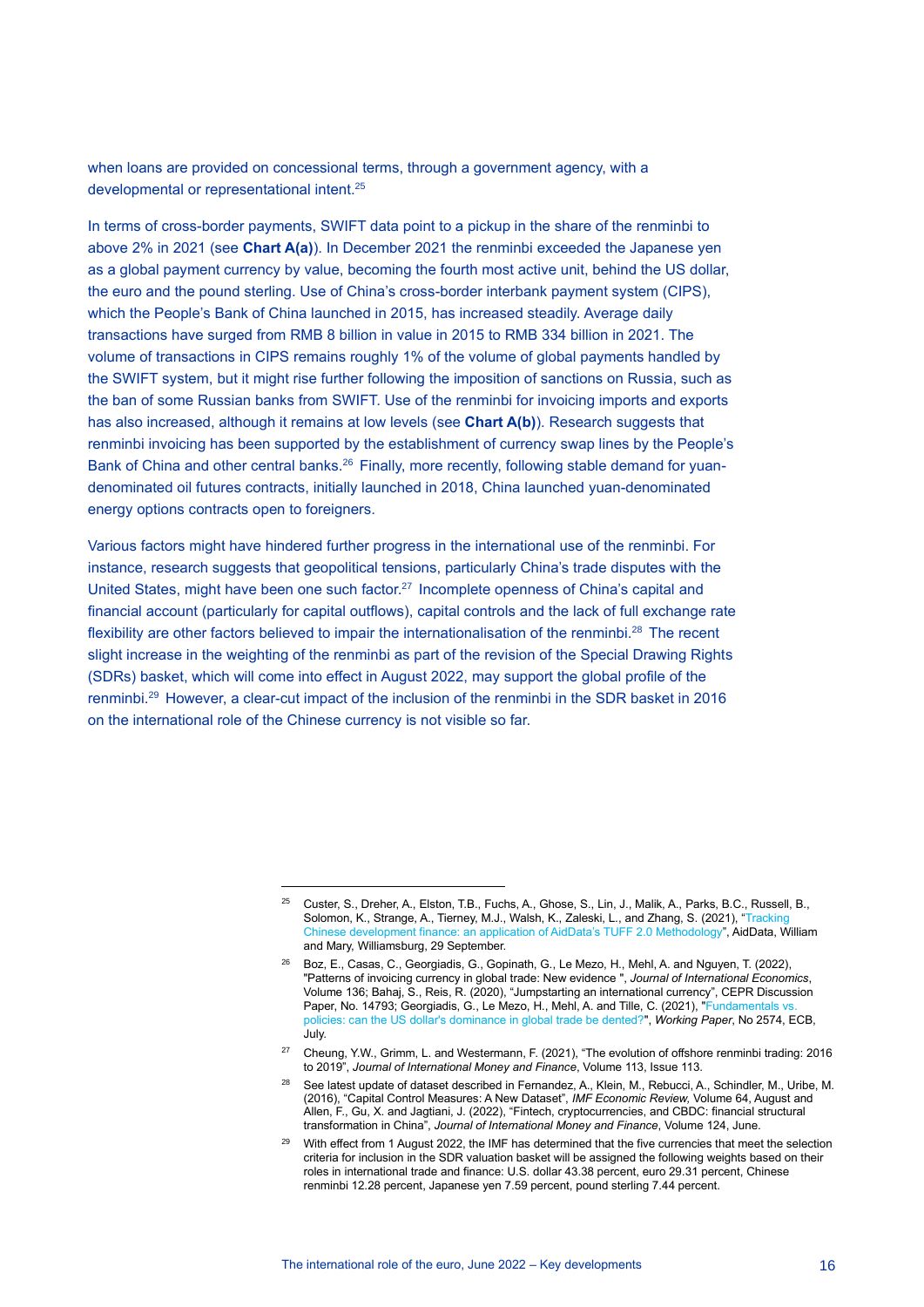when loans are provided on concessional terms, through a government agency, with a developmental or representational intent.[25]

In terms of cross-border payments, SWIFT data point to a pickup in the share of the renminbi to above 2% in 2021 (see **Chart A(a)**). In December 2021 the renminbi exceeded the Japanese yen as a global payment currency by value, becoming the fourth most active unit, behind the US dollar, the euro and the pound sterling. Use of China's cross-border interbank payment system (CIPS), which the People's Bank of China launched in 2015, has increased steadily. Average daily transactions have surged from RMB 8 billion in value in 2015 to RMB 334 billion in 2021. The volume of transactions in CIPS remains roughly 1% of the volume of global payments handled by the SWIFT system, but it might rise further following the imposition of sanctions on Russia, such as the ban of some Russian banks from SWIFT. Use of the renminbi for invoicing imports and exports has also increased, although it remains at low levels (see **Chart A(b)**). Research suggests that renminbi invoicing has been supported by the establishment of currency swap lines by the People's Bank of China and other central banks.[26] Finally, more recently, following stable demand for yuan-denominated oil futures contracts, initially launched in 2018, China launched yuan-denominated energy options contracts open to foreigners.

Various factors might have hindered further progress in the international use of the renminbi. For instance, research suggests that geopolitical tensions, particularly China's trade disputes with the United States, might have been one such factor.[27] Incomplete openness of China's capital and financial account (particularly for capital outflows), capital controls and the lack of full exchange rate flexibility are other factors believed to impair the internationalisation of the renminbi.[28] The recent slight increase in the weighting of the renminbi as part of the revision of the Special Drawing Rights (SDRs) basket, which will come into effect in August 2022, may support the global profile of the renminbi.[29] However, a clear-cut impact of the inclusion of the renminbi in the SDR basket in 2016 on the international role of the Chinese currency is not visible so far.

---

[25] Custer, S., Dreher, A., Elston, T.B., Fuchs, A., Ghose, S., Lin, J., Malik, A., Parks, B.C., Russell, B., Solomon, K., Strange, A., Tierney, M.J., Walsh, K., Zaleski, L., and Zhang, S. (2021), "Tracking Chinese development finance: an application of AidData's TUFF 2.0 Methodology", AidData, William and Mary, Williamsburg, 29 September.

[26] Boz, E., Casas, C., Georgiadis, G., Gopinath, G., Le Mezo, H., Mehl, A. and Nguyen, T. (2022), "Patterns of invoicing currency in global trade: New evidence ", *Journal of International Economics*, Volume 136; Bahaj, S., Reis, R. (2020), "Jumpstarting an international currency", CEPR Discussion Paper, No. 14793; Georgiadis, G., Le Mezo, H., Mehl, A. and Tille, C. (2021), "Fundamentals vs. policies: can the US dollar's dominance in global trade be dented?", *Working Paper*, No 2574, ECB, July.

[27] Cheung, Y.W., Grimm, L. and Westermann, F. (2021), "The evolution of offshore renminbi trading: 2016 to 2019", *Journal of International Money and Finance*, Volume 113, Issue 113.

[28] See latest update of dataset described in Fernandez, A., Klein, M., Rebucci, A., Schindler, M., Uribe, M. (2016), "Capital Control Measures: A New Dataset", *IMF Economic Review,* Volume 64, August and Allen, F., Gu, X. and Jagtiani, J. (2022), "Fintech, cryptocurrencies, and CBDC: financial structural transformation in China", *Journal of International Money and Finance*, Volume 124, June.

[29] With effect from 1 August 2022, the IMF has determined that the five currencies that meet the selection criteria for inclusion in the SDR valuation basket will be assigned the following weights based on their roles in international trade and finance: U.S. dollar 43.38 percent, euro 29.31 percent, Chinese renminbi 12.28 percent, Japanese yen 7.59 percent, pound sterling 7.44 percent.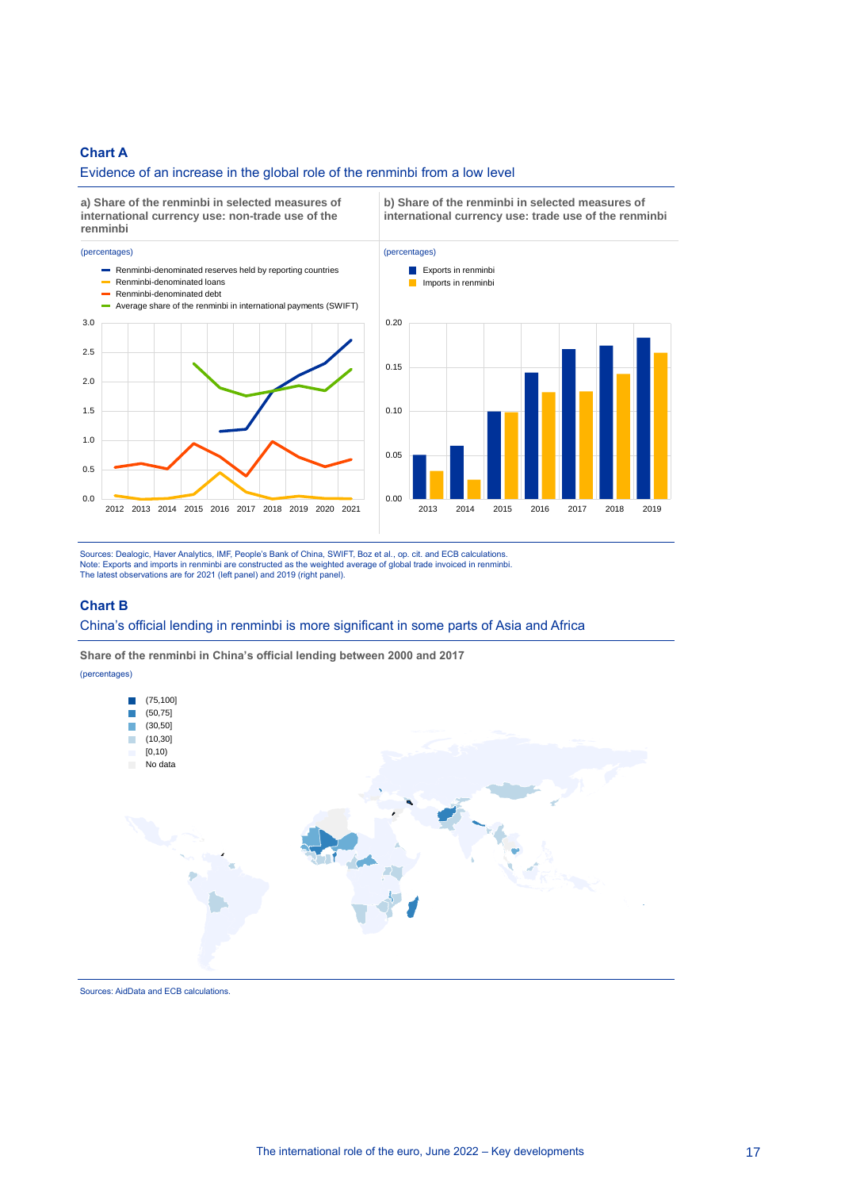**Chart A**

Evidence of an increase in the global role of the renminbi from a low level

**a) Share of the renminbi in selected measures of international currency use: non-trade use of the renminbi**

(percentages)

- Renminbi-denominated reserves held by reporting countries
- Renminbi-denominated loans
- Renminbi-denominated debt
- Average share of the renminbi in international payments (SWIFT)

**b) Share of the renminbi in selected measures of international currency use: trade use of the renminbi**

(percentages)

- Exports in renminbi
- Imports in renminbi

Sources: Dealogic, Haver Analytics, IMF, People's Bank of China, SWIFT, Boz et al., op. cit. and ECB calculations.
Note: Exports and imports in renminbi are constructed as the weighted average of global trade invoiced in renminbi.
The latest observations are for 2021 (left panel) and 2019 (right panel).

**Chart B**

China's official lending in renminbi is more significant in some parts of Asia and Africa

**Share of the renminbi in China's official lending between 2000 and 2017**

(percentages)

- (75,100]
- (50,75]
- (30,50]
- (10,30]
- [0,10)
- No data

Sources: AidData and ECB calculations.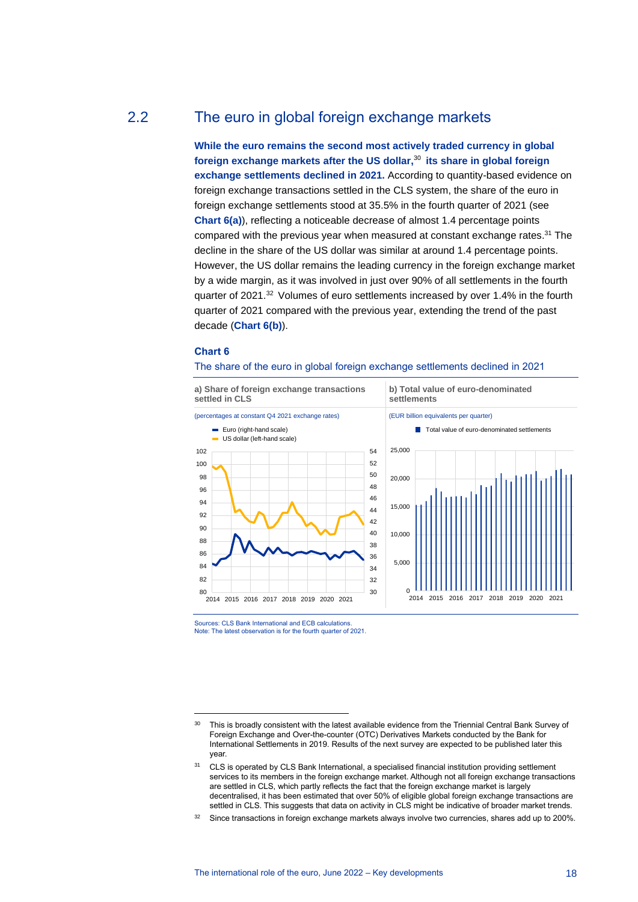## 2.2 The euro in global foreign exchange markets

**While the euro remains the second most actively traded currency in global foreign exchange markets after the US dollar,[30] its share in global foreign exchange settlements declined in 2021.** According to quantity-based evidence on foreign exchange transactions settled in the CLS system, the share of the euro in foreign exchange settlements stood at 35.5% in the fourth quarter of 2021 (see **Chart 6(a)**), reflecting a noticeable decrease of almost 1.4 percentage points compared with the previous year when measured at constant exchange rates.[31] The decline in the share of the US dollar was similar at around 1.4 percentage points. However, the US dollar remains the leading currency in the foreign exchange market by a wide margin, as it was involved in just over 90% of all settlements in the fourth quarter of 2021.[32] Volumes of euro settlements increased by over 1.4% in the fourth quarter of 2021 compared with the previous year, extending the trend of the past decade (**Chart 6(b)**).

**Chart 6**

The share of the euro in global foreign exchange settlements declined in 2021

**a) Share of foreign exchange transactions settled in CLS**

(percentages at constant Q4 2021 exchange rates)

- Euro (right-hand scale)
- US dollar (left-hand scale)

**b) Total value of euro-denominated settlements**

(EUR billion equivalents per quarter)

- Total value of euro-denominated settlements

Sources: CLS Bank International and ECB calculations.
Note: The latest observation is for the fourth quarter of 2021.

---

[30] This is broadly consistent with the latest available evidence from the Triennial Central Bank Survey of Foreign Exchange and Over-the-counter (OTC) Derivatives Markets conducted by the Bank for International Settlements in 2019. Results of the next survey are expected to be published later this year.

[31] CLS is operated by CLS Bank International, a specialised financial institution providing settlement services to its members in the foreign exchange market. Although not all foreign exchange transactions are settled in CLS, which partly reflects the fact that the foreign exchange market is largely decentralised, it has been estimated that over 50% of eligible global foreign exchange transactions are settled in CLS. This suggests that data on activity in CLS might be indicative of broader market trends.

[32] Since transactions in foreign exchange markets always involve two currencies, shares add up to 200%.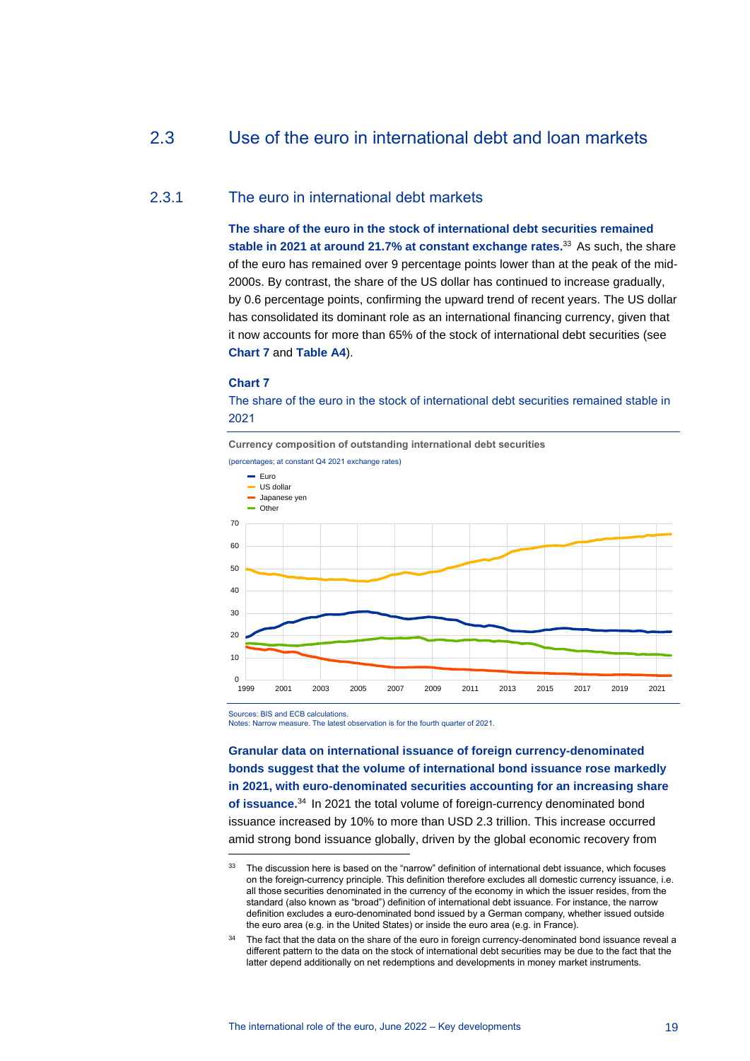## 2.3 Use of the euro in international debt and loan markets

### 2.3.1 The euro in international debt markets

**The share of the euro in the stock of international debt securities remained stable in 2021 at around 21.7% at constant exchange rates.**[33] As such, the share of the euro has remained over 9 percentage points lower than at the peak of the mid-2000s. By contrast, the share of the US dollar has continued to increase gradually, by 0.6 percentage points, confirming the upward trend of recent years. The US dollar has consolidated its dominant role as an international financing currency, given that it now accounts for more than 65% of the stock of international debt securities (see **Chart 7** and **Table A4**).

**Chart 7**

The share of the euro in the stock of international debt securities remained stable in 2021

**Currency composition of outstanding international debt securities**

(percentages; at constant Q4 2021 exchange rates)

- Euro
- US dollar
- Japanese yen
- Other

Sources: BIS and ECB calculations.
Notes: Narrow measure. The latest observation is for the fourth quarter of 2021.

**Granular data on international issuance of foreign currency-denominated bonds suggest that the volume of international bond issuance rose markedly in 2021, with euro-denominated securities accounting for an increasing share of issuance.**[34] In 2021 the total volume of foreign-currency denominated bond issuance increased by 10% to more than USD 2.3 trillion. This increase occurred amid strong bond issuance globally, driven by the global economic recovery from

[33] The discussion here is based on the "narrow" definition of international debt issuance, which focuses on the foreign-currency principle. This definition therefore excludes all domestic currency issuance, i.e. all those securities denominated in the currency of the economy in which the issuer resides, from the standard (also known as "broad") definition of international debt issuance. For instance, the narrow definition excludes a euro-denominated bond issued by a German company, whether issued outside the euro area (e.g. in the United States) or inside the euro area (e.g. in France).

[34] The fact that the data on the share of the euro in foreign currency-denominated bond issuance reveal a different pattern to the data on the stock of international debt securities may be due to the fact that the latter depend additionally on net redemptions and developments in money market instruments.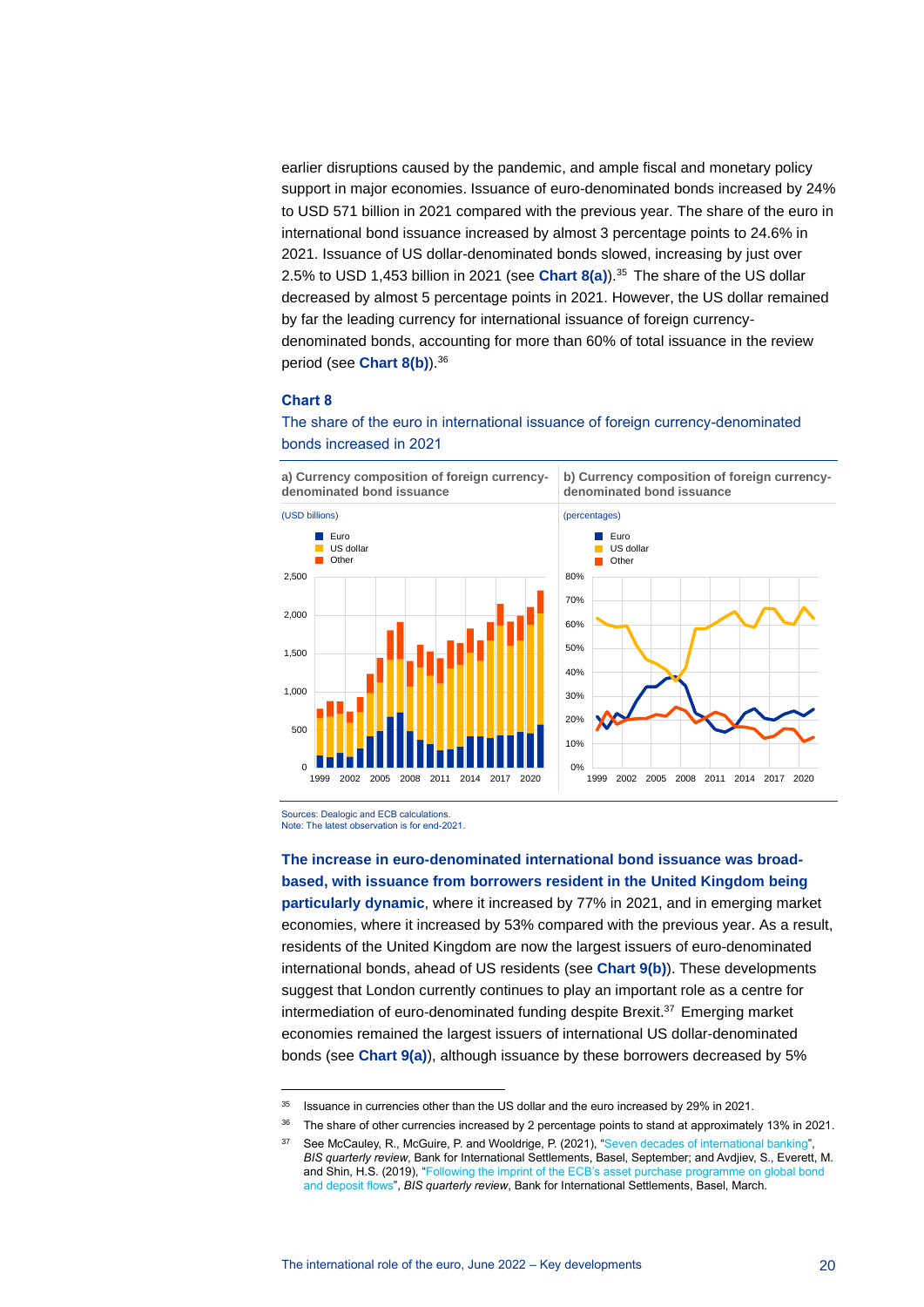earlier disruptions caused by the pandemic, and ample fiscal and monetary policy support in major economies. Issuance of euro-denominated bonds increased by 24% to USD 571 billion in 2021 compared with the previous year. The share of the euro in international bond issuance increased by almost 3 percentage points to 24.6% in 2021. Issuance of US dollar-denominated bonds slowed, increasing by just over 2.5% to USD 1,453 billion in 2021 (see **Chart 8(a)**).[35] The share of the US dollar decreased by almost 5 percentage points in 2021. However, the US dollar remained by far the leading currency for international issuance of foreign currency-denominated bonds, accounting for more than 60% of total issuance in the review period (see **Chart 8(b)**).[36]

**Chart 8**

The share of the euro in international issuance of foreign currency-denominated bonds increased in 2021

**a) Currency composition of foreign currency-denominated bond issuance**

(USD billions)

**b) Currency composition of foreign currency-denominated bond issuance**

(percentages)

Sources: Dealogic and ECB calculations.
Note: The latest observation is for end-2021.

**The increase in euro-denominated international bond issuance was broad-based, with issuance from borrowers resident in the United Kingdom being particularly dynamic**, where it increased by 77% in 2021, and in emerging market economies, where it increased by 53% compared with the previous year. As a result, residents of the United Kingdom are now the largest issuers of euro-denominated international bonds, ahead of US residents (see **Chart 9(b)**). These developments suggest that London currently continues to play an important role as a centre for intermediation of euro-denominated funding despite Brexit.[37] Emerging market economies remained the largest issuers of international US dollar-denominated bonds (see **Chart 9(a)**), although issuance by these borrowers decreased by 5%

---

[35] Issuance in currencies other than the US dollar and the euro increased by 29% in 2021.

[36] The share of other currencies increased by 2 percentage points to stand at approximately 13% in 2021.

[37] See McCauley, R., McGuire, P. and Wooldrige, P. (2021), "Seven decades of international banking", *BIS quarterly review*, Bank for International Settlements, Basel, September; and Avdjiev, S., Everett, M. and Shin, H.S. (2019), "Following the imprint of the ECB's asset purchase programme on global bond and deposit flows", *BIS quarterly review*, Bank for International Settlements, Basel, March.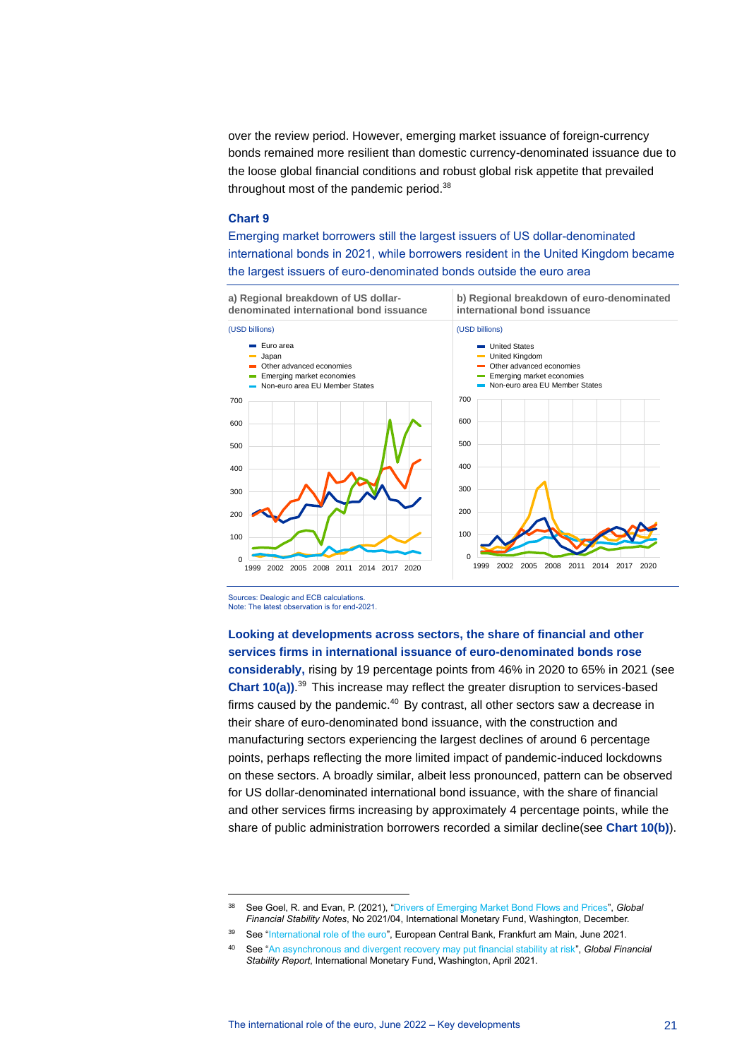over the review period. However, emerging market issuance of foreign-currency bonds remained more resilient than domestic currency-denominated issuance due to the loose global financial conditions and robust global risk appetite that prevailed throughout most of the pandemic period.[38]

### Chart 9

Emerging market borrowers still the largest issuers of US dollar-denominated international bonds in 2021, while borrowers resident in the United Kingdom became the largest issuers of euro-denominated bonds outside the euro area

a) Regional breakdown of US dollar-denominated international bond issuance

(USD billions)

- Euro area
- Japan
- Other advanced economies
- Emerging market economies
- Non-euro area EU Member States

b) Regional breakdown of euro-denominated international bond issuance

(USD billions)

- United States
- United Kingdom
- Other advanced economies
- Emerging market economies
- Non-euro area EU Member States

Sources: Dealogic and ECB calculations.
Note: The latest observation is for end-2021.

**Looking at developments across sectors, the share of financial and other services firms in international issuance of euro-denominated bonds rose considerably,** rising by 19 percentage points from 46% in 2020 to 65% in 2021 (see **Chart 10(a)**).[39] This increase may reflect the greater disruption to services-based firms caused by the pandemic.[40] By contrast, all other sectors saw a decrease in their share of euro-denominated bond issuance, with the construction and manufacturing sectors experiencing the largest declines of around 6 percentage points, perhaps reflecting the more limited impact of pandemic-induced lockdowns on these sectors. A broadly similar, albeit less pronounced, pattern can be observed for US dollar-denominated international bond issuance, with the share of financial and other services firms increasing by approximately 4 percentage points, while the share of public administration borrowers recorded a similar decline(see **Chart 10(b)**).

---

[38] See Goel, R. and Evan, P. (2021), "Drivers of Emerging Market Bond Flows and Prices", *Global Financial Stability Notes*, No 2021/04, International Monetary Fund, Washington, December.

[39] See "International role of the euro", European Central Bank, Frankfurt am Main, June 2021.

[40] See "An asynchronous and divergent recovery may put financial stability at risk", *Global Financial Stability Report*, International Monetary Fund, Washington, April 2021.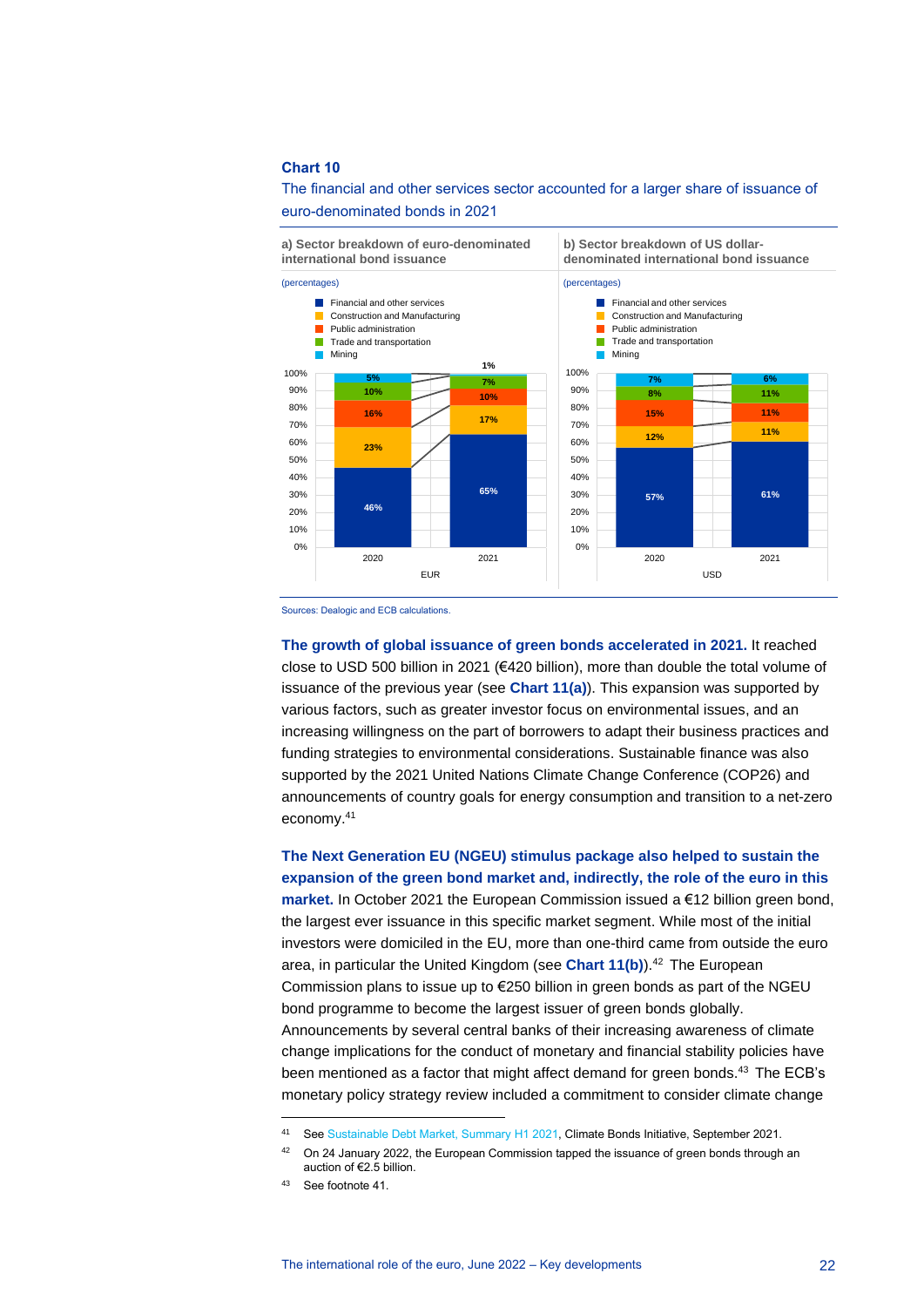**Chart 10**

The financial and other services sector accounted for a larger share of issuance of euro-denominated bonds in 2021

a) Sector breakdown of euro-denominated international bond issuance

(percentages)

| Sector | EUR 2020 | EUR 2021 |
|---|---|---|
| Financial and other services | 46% | 65% |
| Construction and Manufacturing | 23% | 17% |
| Public administration | 16% | 10% |
| Trade and transportation | 10% | 7% |
| Mining | 5% | 1% |

b) Sector breakdown of US dollar-denominated international bond issuance

(percentages)

| Sector | USD 2020 | USD 2021 |
|---|---|---|
| Financial and other services | 57% | 61% |
| Construction and Manufacturing | 12% | 11% |
| Public administration | 15% | 11% |
| Trade and transportation | 8% | 11% |
| Mining | 7% | 6% |

Sources: Dealogic and ECB calculations.

**The growth of global issuance of green bonds accelerated in 2021.** It reached close to USD 500 billion in 2021 (€420 billion), more than double the total volume of issuance of the previous year (see **Chart 11(a)**). This expansion was supported by various factors, such as greater investor focus on environmental issues, and an increasing willingness on the part of borrowers to adapt their business practices and funding strategies to environmental considerations. Sustainable finance was also supported by the 2021 United Nations Climate Change Conference (COP26) and announcements of country goals for energy consumption and transition to a net-zero economy.[41]

**The Next Generation EU (NGEU) stimulus package also helped to sustain the expansion of the green bond market and, indirectly, the role of the euro in this market.** In October 2021 the European Commission issued a €12 billion green bond, the largest ever issuance in this specific market segment. While most of the initial investors were domiciled in the EU, more than one-third came from outside the euro area, in particular the United Kingdom (see **Chart 11(b)**).[42] The European Commission plans to issue up to €250 billion in green bonds as part of the NGEU bond programme to become the largest issuer of green bonds globally. Announcements by several central banks of their increasing awareness of climate change implications for the conduct of monetary and financial stability policies have been mentioned as a factor that might affect demand for green bonds.[43] The ECB's monetary policy strategy review included a commitment to consider climate change

[41] See Sustainable Debt Market, Summary H1 2021, Climate Bonds Initiative, September 2021.

[42] On 24 January 2022, the European Commission tapped the issuance of green bonds through an auction of €2.5 billion.

[43] See footnote 41.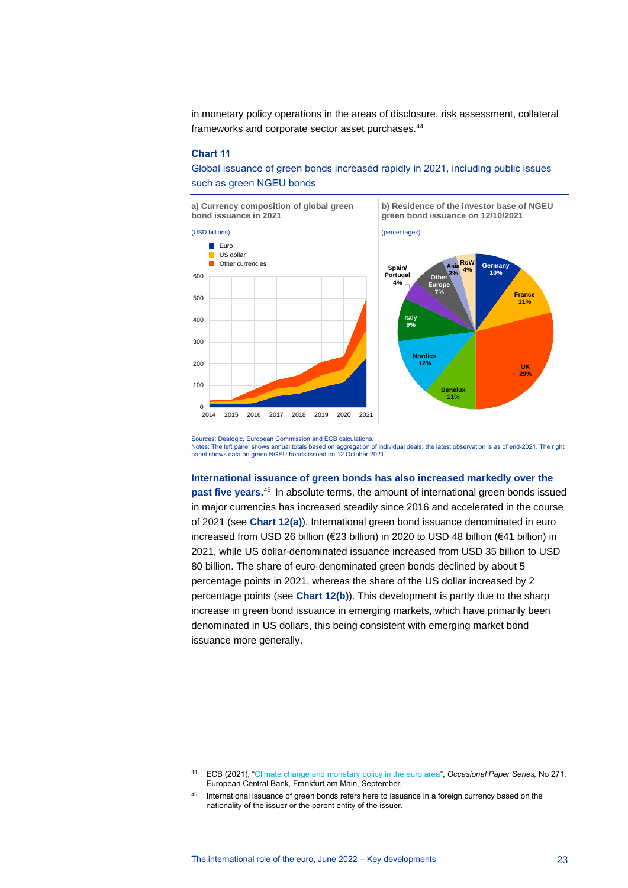in monetary policy operations in the areas of disclosure, risk assessment, collateral frameworks and corporate sector asset purchases.[44]

**Chart 11**

Global issuance of green bonds increased rapidly in 2021, including public issues such as green NGEU bonds

a) Currency composition of global green bond issuance in 2021

(USD billions)

b) Residence of the investor base of NGEU green bond issuance on 12/10/2021

(percentages)

Sources: Dealogic, European Commission and ECB calculations.
Notes: The left panel shows annual totals based on aggregation of individual deals; the latest observation is as of end-2021. The right panel shows data on green NGEU bonds issued on 12 October 2021.

**International issuance of green bonds has also increased markedly over the past five years.**[45] In absolute terms, the amount of international green bonds issued in major currencies has increased steadily since 2016 and accelerated in the course of 2021 (see **Chart 12(a)**). International green bond issuance denominated in euro increased from USD 26 billion (€23 billion) in 2020 to USD 48 billion (€41 billion) in 2021, while US dollar-denominated issuance increased from USD 35 billion to USD 80 billion. The share of euro-denominated green bonds declined by about 5 percentage points in 2021, whereas the share of the US dollar increased by 2 percentage points (see **Chart 12(b)**). This development is partly due to the sharp increase in green bond issuance in emerging markets, which have primarily been denominated in US dollars, this being consistent with emerging market bond issuance more generally.

[44] ECB (2021), "Climate change and monetary policy in the euro area", *Occasional Paper Series,* No 271, European Central Bank, Frankfurt am Main, September.

[45] International issuance of green bonds refers here to issuance in a foreign currency based on the nationality of the issuer or the parent entity of the issuer.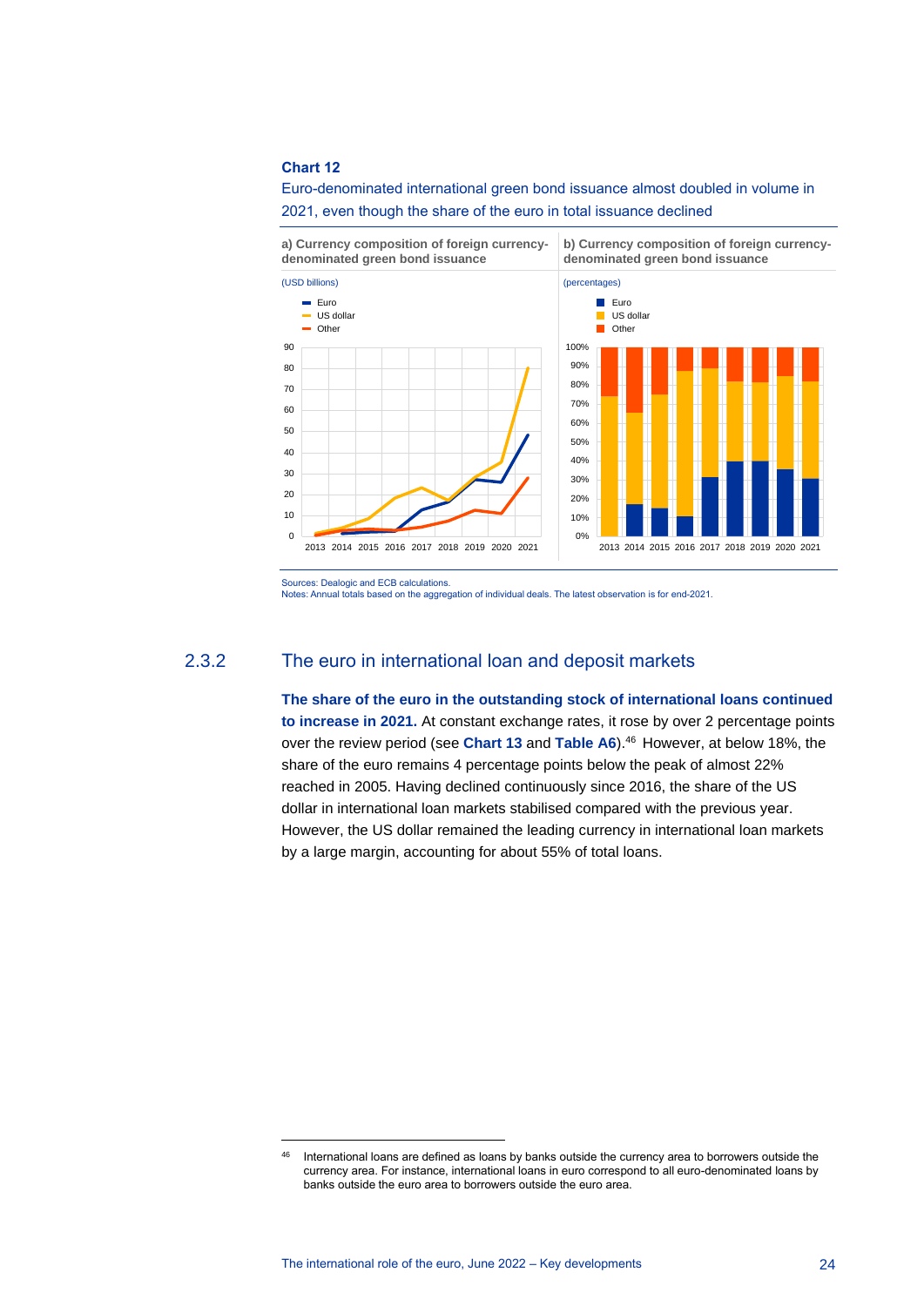**Chart 12**

Euro-denominated international green bond issuance almost doubled in volume in 2021, even though the share of the euro in total issuance declined

a) Currency composition of foreign currency-denominated green bond issuance

(USD billions)

b) Currency composition of foreign currency-denominated green bond issuance

(percentages)

Sources: Dealogic and ECB calculations.
Notes: Annual totals based on the aggregation of individual deals. The latest observation is for end-2021.

## 2.3.2 The euro in international loan and deposit markets

**The share of the euro in the outstanding stock of international loans continued to increase in 2021.** At constant exchange rates, it rose by over 2 percentage points over the review period (see **Chart 13** and **Table A6**).[46] However, at below 18%, the share of the euro remains 4 percentage points below the peak of almost 22% reached in 2005. Having declined continuously since 2016, the share of the US dollar in international loan markets stabilised compared with the previous year. However, the US dollar remained the leading currency in international loan markets by a large margin, accounting for about 55% of total loans.

[46] International loans are defined as loans by banks outside the currency area to borrowers outside the currency area. For instance, international loans in euro correspond to all euro-denominated loans by banks outside the euro area to borrowers outside the euro area.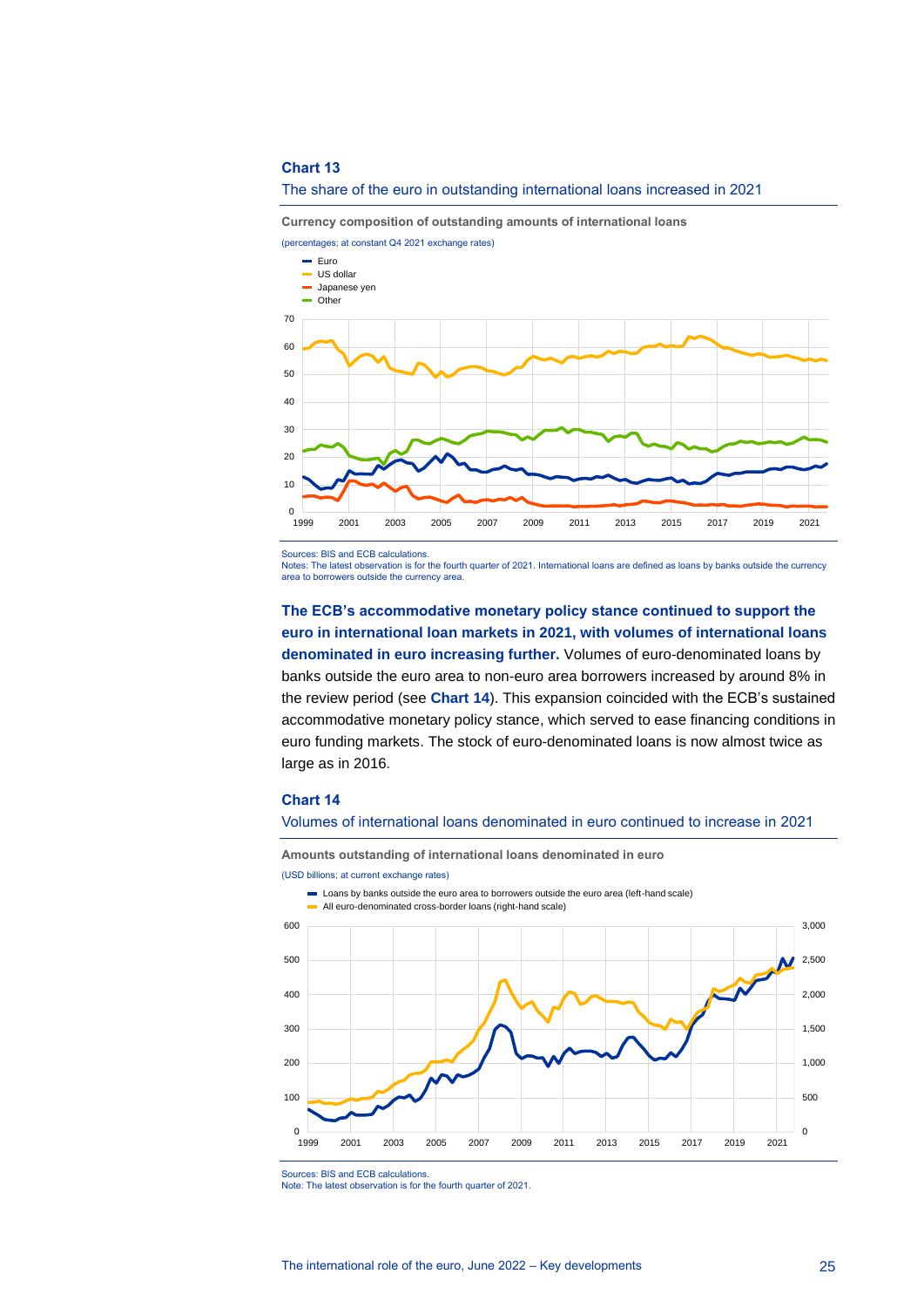**Chart 13**

The share of the euro in outstanding international loans increased in 2021

**Currency composition of outstanding amounts of international loans**

(percentages; at constant Q4 2021 exchange rates)

Sources: BIS and ECB calculations.
Notes: The latest observation is for the fourth quarter of 2021. International loans are defined as loans by banks outside the currency area to borrowers outside the currency area.

**The ECB's accommodative monetary policy stance continued to support the euro in international loan markets in 2021, with volumes of international loans denominated in euro increasing further.** Volumes of euro-denominated loans by banks outside the euro area to non-euro area borrowers increased by around 8% in the review period (see **Chart 14**). This expansion coincided with the ECB's sustained accommodative monetary policy stance, which served to ease financing conditions in euro funding markets. The stock of euro-denominated loans is now almost twice as large as in 2016.

**Chart 14**

Volumes of international loans denominated in euro continued to increase in 2021

**Amounts outstanding of international loans denominated in euro**

(USD billions; at current exchange rates)

Sources: BIS and ECB calculations.
Note: The latest observation is for the fourth quarter of 2021.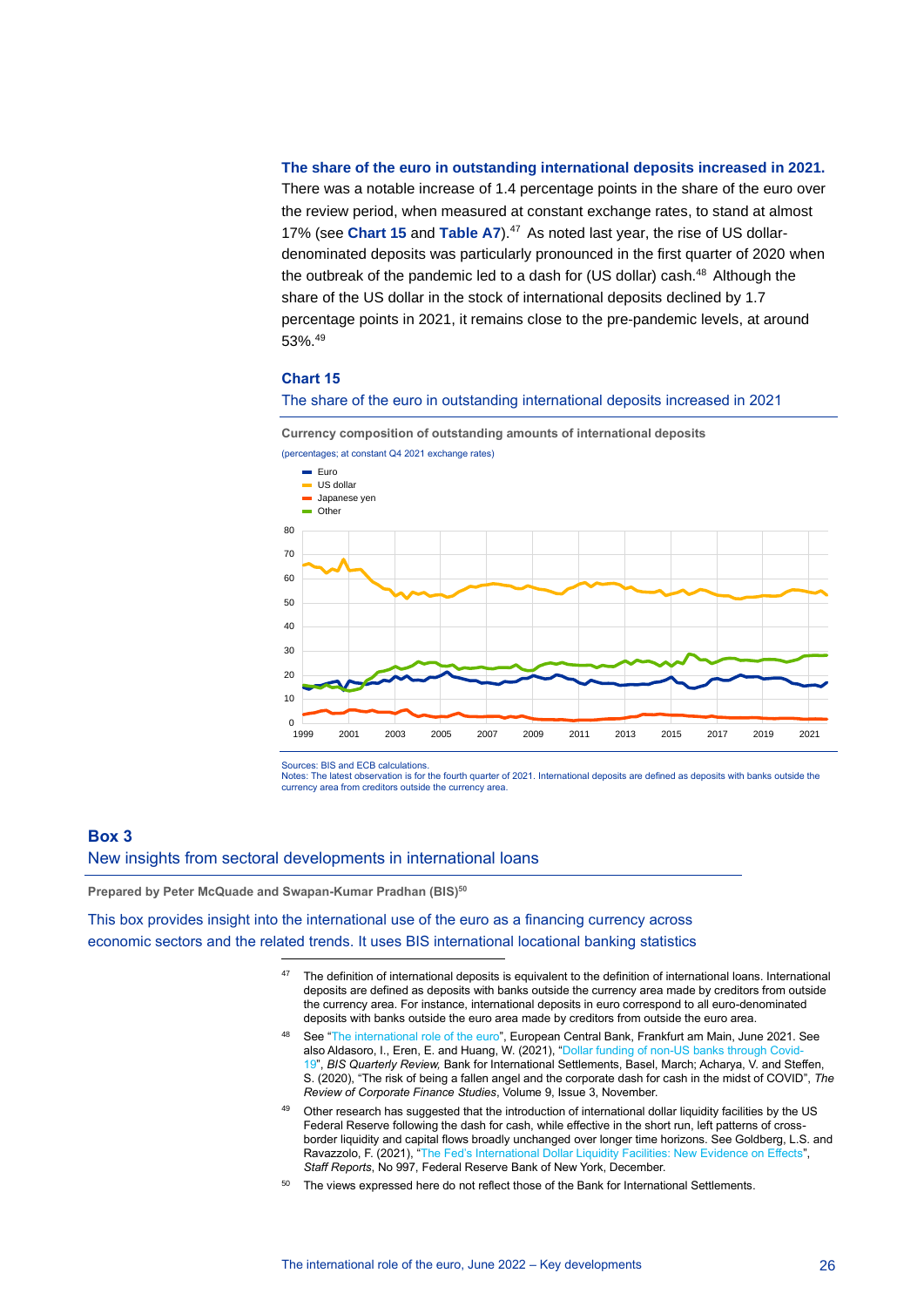**The share of the euro in outstanding international deposits increased in 2021.** There was a notable increase of 1.4 percentage points in the share of the euro over the review period, when measured at constant exchange rates, to stand at almost 17% (see **Chart 15** and **Table A7**).[47] As noted last year, the rise of US dollar-denominated deposits was particularly pronounced in the first quarter of 2020 when the outbreak of the pandemic led to a dash for (US dollar) cash.[48] Although the share of the US dollar in the stock of international deposits declined by 1.7 percentage points in 2021, it remains close to the pre-pandemic levels, at around 53%.[49]

### Chart 15

The share of the euro in outstanding international deposits increased in 2021

**Currency composition of outstanding amounts of international deposits**

(percentages; at constant Q4 2021 exchange rates)

Sources: BIS and ECB calculations.
Notes: The latest observation is for the fourth quarter of 2021. International deposits are defined as deposits with banks outside the currency area from creditors outside the currency area.

## Box 3

New insights from sectoral developments in international loans

**Prepared by Peter McQuade and Swapan-Kumar Pradhan (BIS)**[50]

This box provides insight into the international use of the euro as a financing currency across economic sectors and the related trends. It uses BIS international locational banking statistics

---

[47] The definition of international deposits is equivalent to the definition of international loans. International deposits are defined as deposits with banks outside the currency area made by creditors from outside the currency area. For instance, international deposits in euro correspond to all euro-denominated deposits with banks outside the euro area made by creditors from outside the euro area.

[48] See "The international role of the euro", European Central Bank, Frankfurt am Main, June 2021. See also Aldasoro, I., Eren, E. and Huang, W. (2021), "Dollar funding of non-US banks through Covid-19", *BIS Quarterly Review,* Bank for International Settlements, Basel, March; Acharya, V. and Steffen, S. (2020), "The risk of being a fallen angel and the corporate dash for cash in the midst of COVID", *The Review of Corporate Finance Studies*, Volume 9, Issue 3, November.

[49] Other research has suggested that the introduction of international dollar liquidity facilities by the US Federal Reserve following the dash for cash, while effective in the short run, left patterns of cross-border liquidity and capital flows broadly unchanged over longer time horizons. See Goldberg, L.S. and Ravazzolo, F. (2021), "The Fed's International Dollar Liquidity Facilities: New Evidence on Effects", *Staff Reports*, No 997, Federal Reserve Bank of New York, December.

[50] The views expressed here do not reflect those of the Bank for International Settlements.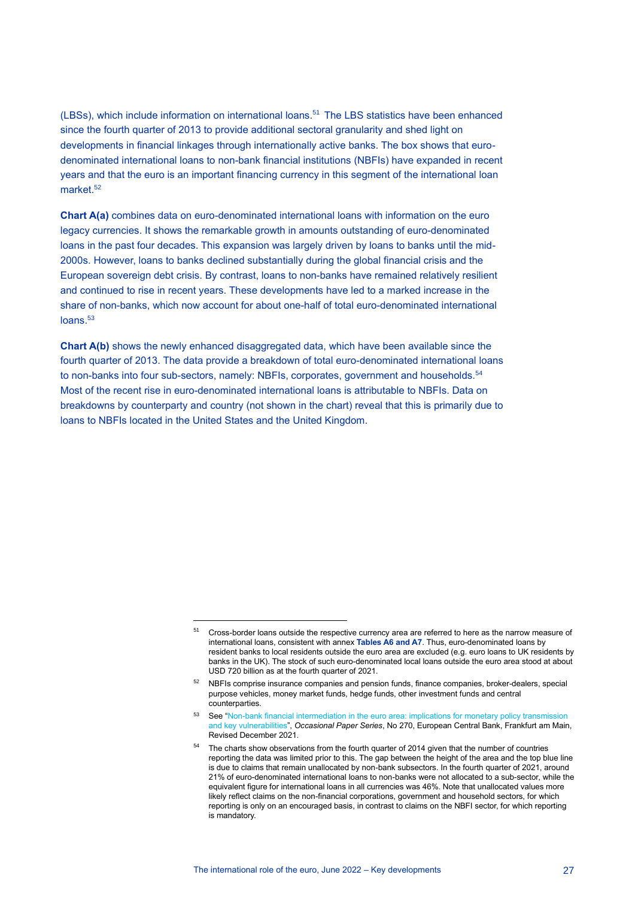(LBSs), which include information on international loans.[51] The LBS statistics have been enhanced since the fourth quarter of 2013 to provide additional sectoral granularity and shed light on developments in financial linkages through internationally active banks. The box shows that euro-denominated international loans to non-bank financial institutions (NBFIs) have expanded in recent years and that the euro is an important financing currency in this segment of the international loan market.[52]

**Chart A(a)** combines data on euro-denominated international loans with information on the euro legacy currencies. It shows the remarkable growth in amounts outstanding of euro-denominated loans in the past four decades. This expansion was largely driven by loans to banks until the mid-2000s. However, loans to banks declined substantially during the global financial crisis and the European sovereign debt crisis. By contrast, loans to non-banks have remained relatively resilient and continued to rise in recent years. These developments have led to a marked increase in the share of non-banks, which now account for about one-half of total euro-denominated international loans.[53]

**Chart A(b)** shows the newly enhanced disaggregated data, which have been available since the fourth quarter of 2013. The data provide a breakdown of total euro-denominated international loans to non-banks into four sub-sectors, namely: NBFIs, corporates, government and households.[54] Most of the recent rise in euro-denominated international loans is attributable to NBFIs. Data on breakdowns by counterparty and country (not shown in the chart) reveal that this is primarily due to loans to NBFIs located in the United States and the United Kingdom.

---

[51] Cross-border loans outside the respective currency area are referred to here as the narrow measure of international loans, consistent with annex **Tables A6 and A7**. Thus, euro-denominated loans by resident banks to local residents outside the euro area are excluded (e.g. euro loans to UK residents by banks in the UK). The stock of such euro-denominated local loans outside the euro area stood at about USD 720 billion as at the fourth quarter of 2021.

[52] NBFIs comprise insurance companies and pension funds, finance companies, broker-dealers, special purpose vehicles, money market funds, hedge funds, other investment funds and central counterparties.

[53] See "Non-bank financial intermediation in the euro area: implications for monetary policy transmission and key vulnerabilities", *Occasional Paper Series*, No 270, European Central Bank, Frankfurt am Main, Revised December 2021.

[54] The charts show observations from the fourth quarter of 2014 given that the number of countries reporting the data was limited prior to this. The gap between the height of the area and the top blue line is due to claims that remain unallocated by non-bank subsectors. In the fourth quarter of 2021, around 21% of euro-denominated international loans to non-banks were not allocated to a sub-sector, while the equivalent figure for international loans in all currencies was 46%. Note that unallocated values more likely reflect claims on the non-financial corporations, government and household sectors, for which reporting is only on an encouraged basis, in contrast to claims on the NBFI sector, for which reporting is mandatory.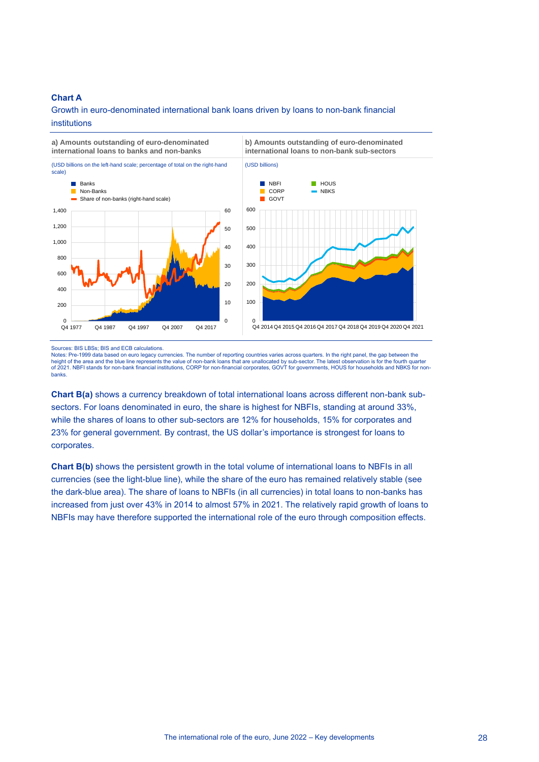**Chart A**

Growth in euro-denominated international bank loans driven by loans to non-bank financial institutions

a) Amounts outstanding of euro-denominated international loans to banks and non-banks

(USD billions on the left-hand scale; percentage of total on the right-hand scale)

b) Amounts outstanding of euro-denominated international loans to non-bank sub-sectors

(USD billions)

Sources: BIS LBSs; BIS and ECB calculations.
Notes: Pre-1999 data based on euro legacy currencies. The number of reporting countries varies across quarters. In the right panel, the gap between the height of the area and the blue line represents the value of non-bank loans that are unallocated by sub-sector. The latest observation is for the fourth quarter of 2021. NBFI stands for non-bank financial institutions, CORP for non-financial corporates, GOVT for governments, HOUS for households and NBKS for non-banks.

**Chart B(a)** shows a currency breakdown of total international loans across different non-bank sub-sectors. For loans denominated in euro, the share is highest for NBFIs, standing at around 33%, while the shares of loans to other sub-sectors are 12% for households, 15% for corporates and 23% for general government. By contrast, the US dollar's importance is strongest for loans to corporates.

**Chart B(b)** shows the persistent growth in the total volume of international loans to NBFIs in all currencies (see the light-blue line), while the share of the euro has remained relatively stable (see the dark-blue area). The share of loans to NBFIs (in all currencies) in total loans to non-banks has increased from just over 43% in 2014 to almost 57% in 2021. The relatively rapid growth of loans to NBFIs may have therefore supported the international role of the euro through composition effects.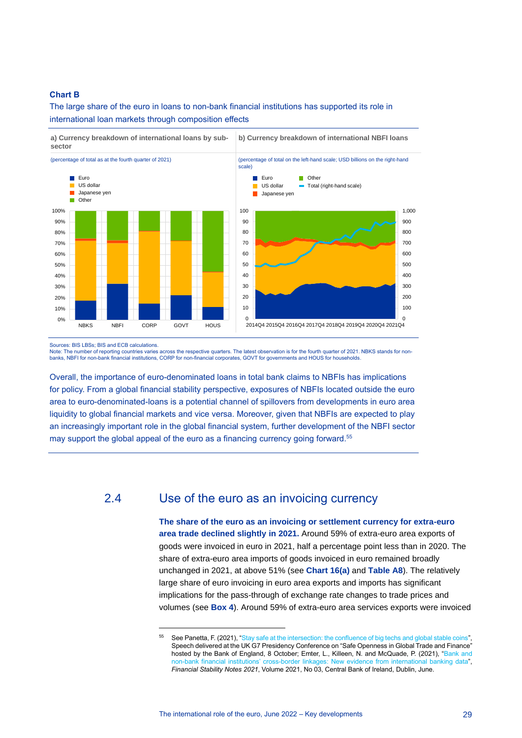**Chart B**

The large share of the euro in loans to non-bank financial institutions has supported its role in international loan markets through composition effects

a) Currency breakdown of international loans by sub-sector

(percentage of total as at the fourth quarter of 2021)

b) Currency breakdown of international NBFI loans

(percentage of total on the left-hand scale; USD billions on the right-hand scale)

Sources: BIS LBSs; BIS and ECB calculations.
Note: The number of reporting countries varies across the respective quarters. The latest observation is for the fourth quarter of 2021. NBKS stands for non-banks, NBFI for non-bank financial institutions, CORP for non-financial corporates, GOVT for governments and HOUS for households.

Overall, the importance of euro-denominated loans in total bank claims to NBFIs has implications for policy. From a global financial stability perspective, exposures of NBFIs located outside the euro area to euro-denominated-loans is a potential channel of spillovers from developments in euro area liquidity to global financial markets and vice versa. Moreover, given that NBFIs are expected to play an increasingly important role in the global financial system, further development of the NBFI sector may support the global appeal of the euro as a financing currency going forward.[55]

## 2.4 Use of the euro as an invoicing currency

**The share of the euro as an invoicing or settlement currency for extra-euro area trade declined slightly in 2021.** Around 59% of extra-euro area exports of goods were invoiced in euro in 2021, half a percentage point less than in 2020. The share of extra-euro area imports of goods invoiced in euro remained broadly unchanged in 2021, at above 51% (see **Chart 16(a)** and **Table A8**). The relatively large share of euro invoicing in euro area exports and imports has significant implications for the pass-through of exchange rate changes to trade prices and volumes (see **Box 4**). Around 59% of extra-euro area services exports were invoiced

[55] See Panetta, F. (2021), "Stay safe at the intersection: the confluence of big techs and global stable coins", Speech delivered at the UK G7 Presidency Conference on "Safe Openness in Global Trade and Finance" hosted by the Bank of England, 8 October; Emter, L., Killeen, N. and McQuade, P. (2021), "Bank and non-bank financial institutions' cross-border linkages: New evidence from international banking data", *Financial Stability Notes 2021*, Volume 2021, No 03, Central Bank of Ireland, Dublin, June.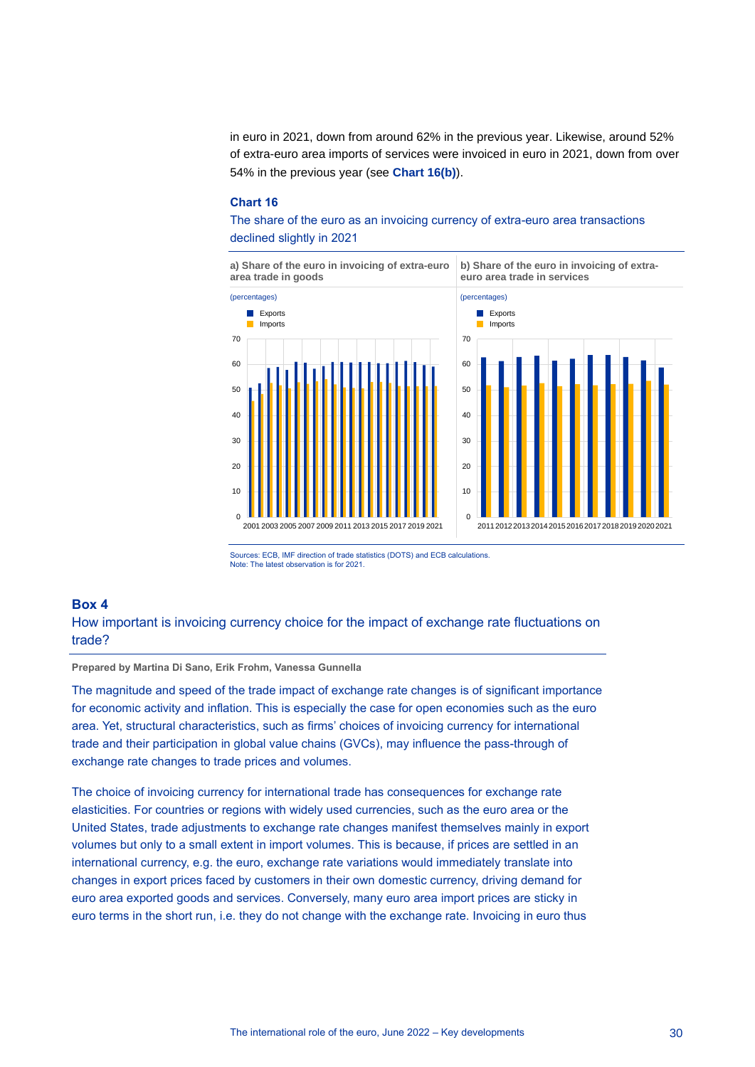in euro in 2021, down from around 62% in the previous year. Likewise, around 52% of extra-euro area imports of services were invoiced in euro in 2021, down from over 54% in the previous year (see **Chart 16(b)**).

**Chart 16**

The share of the euro as an invoicing currency of extra-euro area transactions declined slightly in 2021

**a) Share of the euro in invoicing of extra-euro area trade in goods**

(percentages)

**b) Share of the euro in invoicing of extra-euro area trade in services**

(percentages)

Sources: ECB, IMF direction of trade statistics (DOTS) and ECB calculations.
Note: The latest observation is for 2021.

## Box 4

### How important is invoicing currency choice for the impact of exchange rate fluctuations on trade?

**Prepared by Martina Di Sano, Erik Frohm, Vanessa Gunnella**

The magnitude and speed of the trade impact of exchange rate changes is of significant importance for economic activity and inflation. This is especially the case for open economies such as the euro area. Yet, structural characteristics, such as firms' choices of invoicing currency for international trade and their participation in global value chains (GVCs), may influence the pass-through of exchange rate changes to trade prices and volumes.

The choice of invoicing currency for international trade has consequences for exchange rate elasticities. For countries or regions with widely used currencies, such as the euro area or the United States, trade adjustments to exchange rate changes manifest themselves mainly in export volumes but only to a small extent in import volumes. This is because, if prices are settled in an international currency, e.g. the euro, exchange rate variations would immediately translate into changes in export prices faced by customers in their own domestic currency, driving demand for euro area exported goods and services. Conversely, many euro area import prices are sticky in euro terms in the short run, i.e. they do not change with the exchange rate. Invoicing in euro thus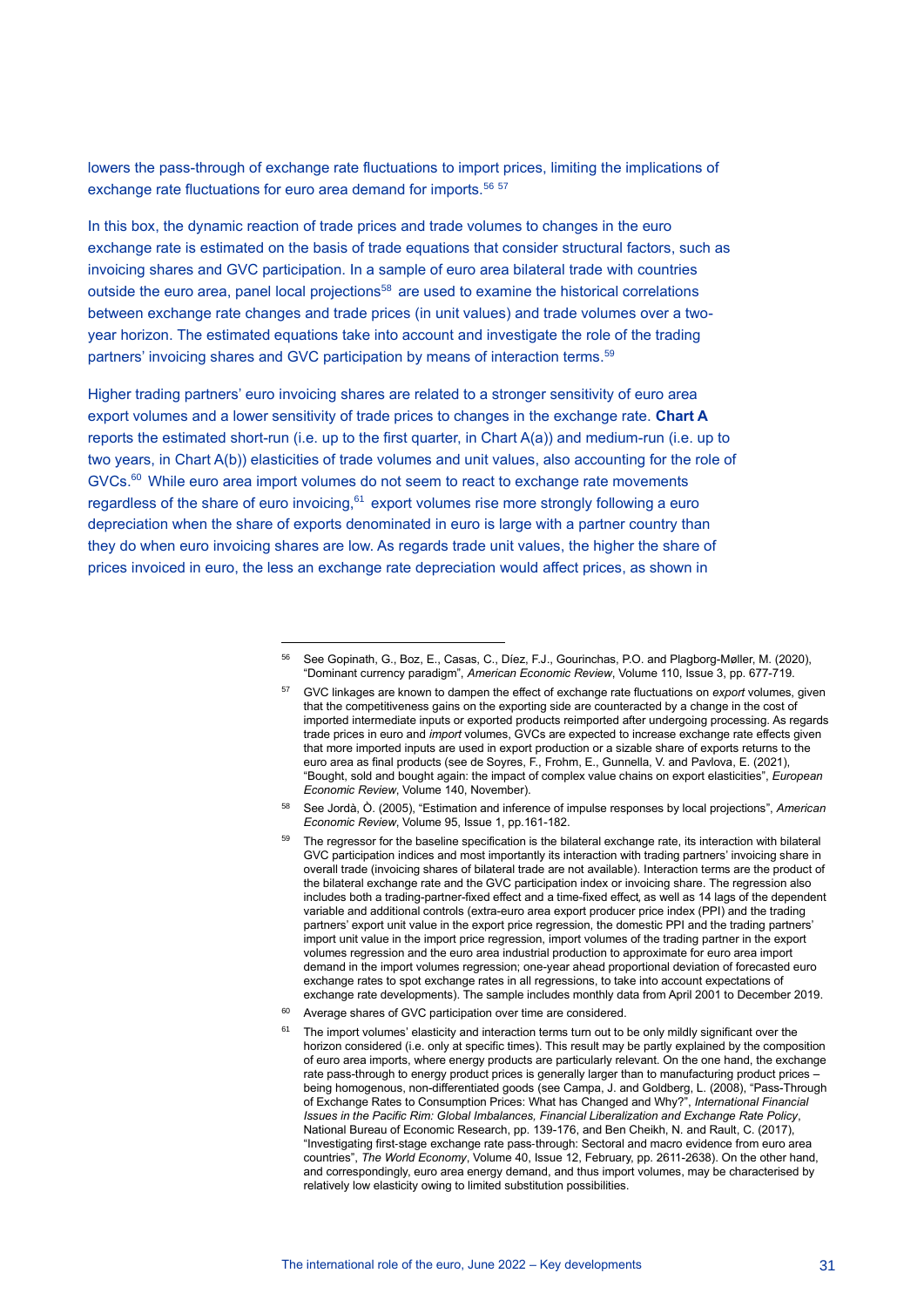lowers the pass-through of exchange rate fluctuations to import prices, limiting the implications of exchange rate fluctuations for euro area demand for imports.[56] [57]

In this box, the dynamic reaction of trade prices and trade volumes to changes in the euro exchange rate is estimated on the basis of trade equations that consider structural factors, such as invoicing shares and GVC participation. In a sample of euro area bilateral trade with countries outside the euro area, panel local projections[58] are used to examine the historical correlations between exchange rate changes and trade prices (in unit values) and trade volumes over a two-year horizon. The estimated equations take into account and investigate the role of the trading partners' invoicing shares and GVC participation by means of interaction terms.[59]

Higher trading partners' euro invoicing shares are related to a stronger sensitivity of euro area export volumes and a lower sensitivity of trade prices to changes in the exchange rate. **Chart A** reports the estimated short-run (i.e. up to the first quarter, in Chart A(a)) and medium-run (i.e. up to two years, in Chart A(b)) elasticities of trade volumes and unit values, also accounting for the role of GVCs.[60] While euro area import volumes do not seem to react to exchange rate movements regardless of the share of euro invoicing,[61] export volumes rise more strongly following a euro depreciation when the share of exports denominated in euro is large with a partner country than they do when euro invoicing shares are low. As regards trade unit values, the higher the share of prices invoiced in euro, the less an exchange rate depreciation would affect prices, as shown in

---

[56] See Gopinath, G., Boz, E., Casas, C., Díez, F.J., Gourinchas, P.O. and Plagborg-Møller, M. (2020), "Dominant currency paradigm", *American Economic Review*, Volume 110, Issue 3, pp. 677-719.

[57] GVC linkages are known to dampen the effect of exchange rate fluctuations on *export* volumes, given that the competitiveness gains on the exporting side are counteracted by a change in the cost of imported intermediate inputs or exported products reimported after undergoing processing. As regards trade prices in euro and *import* volumes, GVCs are expected to increase exchange rate effects given that more imported inputs are used in export production or a sizable share of exports returns to the euro area as final products (see de Soyres, F., Frohm, E., Gunnella, V. and Pavlova, E. (2021), "Bought, sold and bought again: the impact of complex value chains on export elasticities", *European Economic Review*, Volume 140, November).

[58] See Jordà, Ò. (2005), "Estimation and inference of impulse responses by local projections", *American Economic Review*, Volume 95, Issue 1, pp.161-182.

[59] The regressor for the baseline specification is the bilateral exchange rate, its interaction with bilateral GVC participation indices and most importantly its interaction with trading partners' invoicing share in overall trade (invoicing shares of bilateral trade are not available). Interaction terms are the product of the bilateral exchange rate and the GVC participation index or invoicing share. The regression also includes both a trading-partner-fixed effect and a time-fixed effect, as well as 14 lags of the dependent variable and additional controls (extra-euro area export producer price index (PPI) and the trading partners' export unit value in the export price regression, the domestic PPI and the trading partners' import unit value in the import price regression, import volumes of the trading partner in the export volumes regression and the euro area industrial production to approximate for euro area import demand in the import volumes regression; one-year ahead proportional deviation of forecasted euro exchange rates to spot exchange rates in all regressions, to take into account expectations of exchange rate developments). The sample includes monthly data from April 2001 to December 2019.

[60] Average shares of GVC participation over time are considered.

[61] The import volumes' elasticity and interaction terms turn out to be only mildly significant over the horizon considered (i.e. only at specific times). This result may be partly explained by the composition of euro area imports, where energy products are particularly relevant. On the one hand, the exchange rate pass-through to energy product prices is generally larger than to manufacturing product prices – being homogenous, non-differentiated goods (see Campa, J. and Goldberg, L. (2008), "Pass-Through of Exchange Rates to Consumption Prices: What has Changed and Why?", *International Financial Issues in the Pacific Rim: Global Imbalances, Financial Liberalization and Exchange Rate Policy*, National Bureau of Economic Research, pp. 139-176, and Ben Cheikh, N. and Rault, C. (2017), "Investigating first-stage exchange rate pass-through: Sectoral and macro evidence from euro area countries", *The World Economy*, Volume 40, Issue 12, February, pp. 2611-2638). On the other hand, and correspondingly, euro area energy demand, and thus import volumes, may be characterised by relatively low elasticity owing to limited substitution possibilities.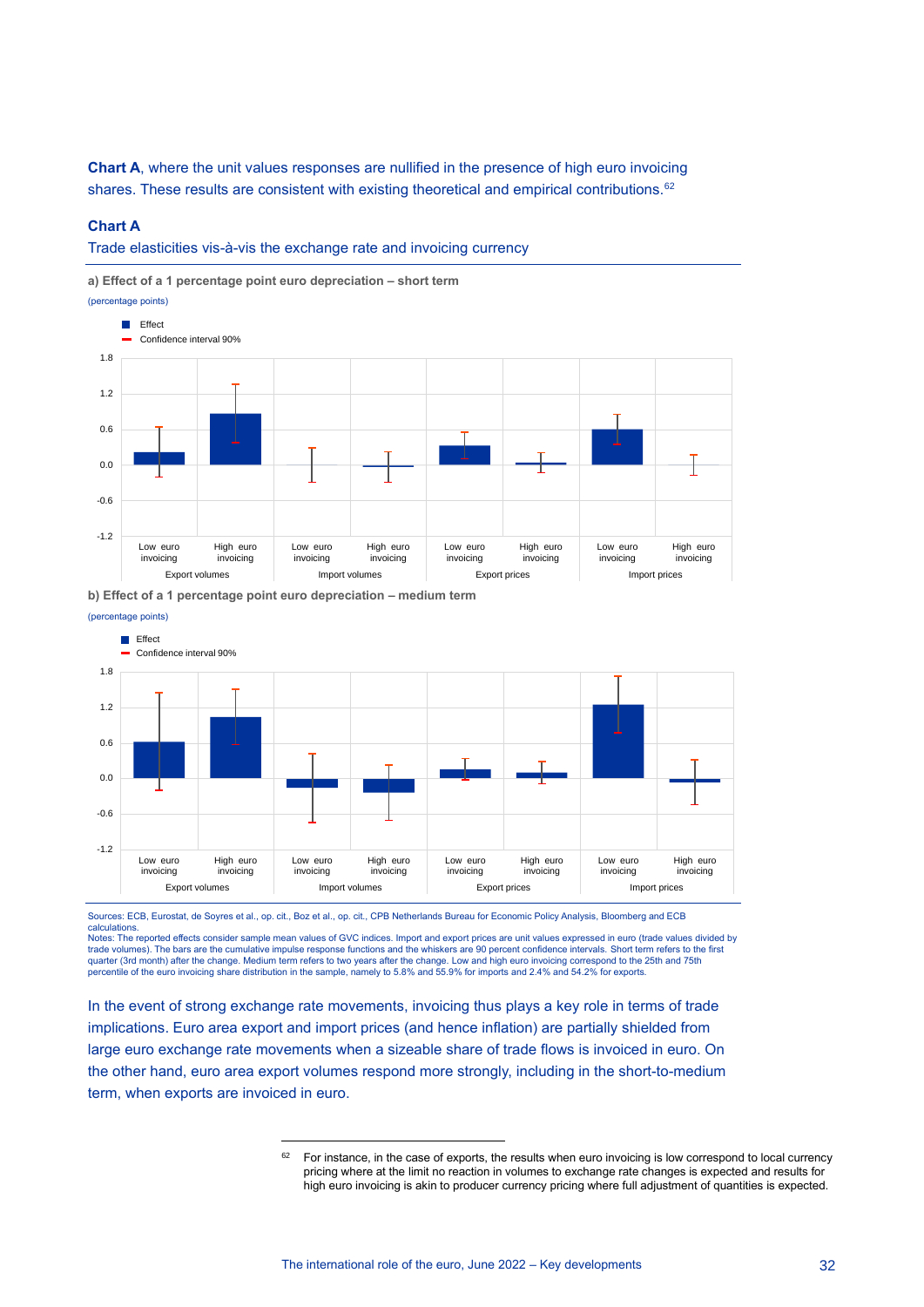**Chart A**, where the unit values responses are nullified in the presence of high euro invoicing shares. These results are consistent with existing theoretical and empirical contributions.[62]

**Chart A**

Trade elasticities vis-à-vis the exchange rate and invoicing currency

**a) Effect of a 1 percentage point euro depreciation – short term**

(percentage points)

**b) Effect of a 1 percentage point euro depreciation – medium term**

(percentage points)

Sources: ECB, Eurostat, de Soyres et al., op. cit., Boz et al., op. cit., CPB Netherlands Bureau for Economic Policy Analysis, Bloomberg and ECB calculations.

Notes: The reported effects consider sample mean values of GVC indices. Import and export prices are unit values expressed in euro (trade values divided by trade volumes). The bars are the cumulative impulse response functions and the whiskers are 90 percent confidence intervals. Short term refers to the first quarter (3rd month) after the change. Medium term refers to two years after the change. Low and high euro invoicing correspond to the 25th and 75th percentile of the euro invoicing share distribution in the sample, namely to 5.8% and 55.9% for imports and 2.4% and 54.2% for exports.

In the event of strong exchange rate movements, invoicing thus plays a key role in terms of trade implications. Euro area export and import prices (and hence inflation) are partially shielded from large euro exchange rate movements when a sizeable share of trade flows is invoiced in euro. On the other hand, euro area export volumes respond more strongly, including in the short-to-medium term, when exports are invoiced in euro.

[62] For instance, in the case of exports, the results when euro invoicing is low correspond to local currency pricing where at the limit no reaction in volumes to exchange rate changes is expected and results for high euro invoicing is akin to producer currency pricing where full adjustment of quantities is expected.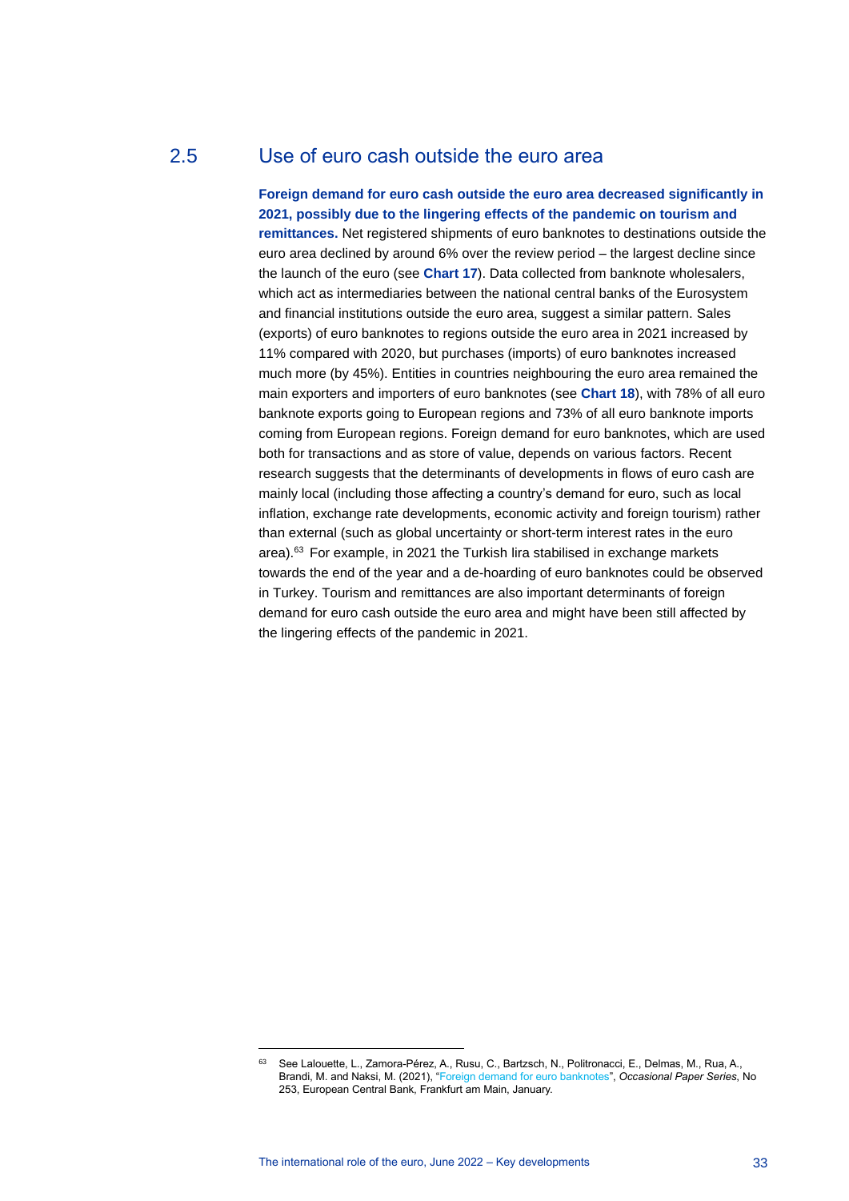## 2.5 Use of euro cash outside the euro area

**Foreign demand for euro cash outside the euro area decreased significantly in 2021, possibly due to the lingering effects of the pandemic on tourism and remittances.** Net registered shipments of euro banknotes to destinations outside the euro area declined by around 6% over the review period – the largest decline since the launch of the euro (see **Chart 17**). Data collected from banknote wholesalers, which act as intermediaries between the national central banks of the Eurosystem and financial institutions outside the euro area, suggest a similar pattern. Sales (exports) of euro banknotes to regions outside the euro area in 2021 increased by 11% compared with 2020, but purchases (imports) of euro banknotes increased much more (by 45%). Entities in countries neighbouring the euro area remained the main exporters and importers of euro banknotes (see **Chart 18**), with 78% of all euro banknote exports going to European regions and 73% of all euro banknote imports coming from European regions. Foreign demand for euro banknotes, which are used both for transactions and as store of value, depends on various factors. Recent research suggests that the determinants of developments in flows of euro cash are mainly local (including those affecting a country's demand for euro, such as local inflation, exchange rate developments, economic activity and foreign tourism) rather than external (such as global uncertainty or short-term interest rates in the euro area).[63] For example, in 2021 the Turkish lira stabilised in exchange markets towards the end of the year and a de-hoarding of euro banknotes could be observed in Turkey. Tourism and remittances are also important determinants of foreign demand for euro cash outside the euro area and might have been still affected by the lingering effects of the pandemic in 2021.

---

[63] See Lalouette, L., Zamora-Pérez, A., Rusu, C., Bartzsch, N., Politronacci, E., Delmas, M., Rua, A., Brandi, M. and Naksi, M. (2021), "Foreign demand for euro banknotes", *Occasional Paper Series*, No 253, European Central Bank, Frankfurt am Main, January.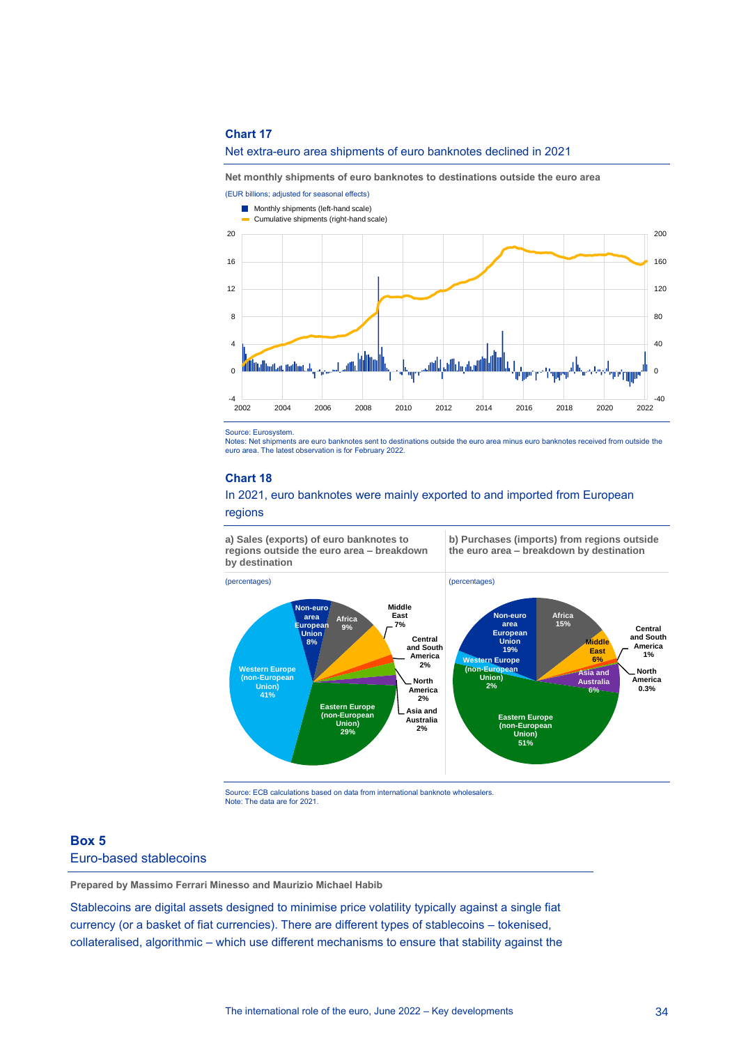### Chart 17

Net extra-euro area shipments of euro banknotes declined in 2021

**Net monthly shipments of euro banknotes to destinations outside the euro area**

(EUR billions; adjusted for seasonal effects)

- Monthly shipments (left-hand scale)
- Cumulative shipments (right-hand scale)

Source: Eurosystem.
Notes: Net shipments are euro banknotes sent to destinations outside the euro area minus euro banknotes received from outside the euro area. The latest observation is for February 2022.

### Chart 18

In 2021, euro banknotes were mainly exported to and imported from European regions

**a) Sales (exports) of euro banknotes to regions outside the euro area – breakdown by destination**

(percentages)

| Region | % |
|---|---|
| Western Europe (non-European Union) | 41% |
| Eastern Europe (non-European Union) | 29% |
| Africa | 9% |
| Non-euro area European Union | 8% |
| Middle East | 7% |
| Central and South America | 2% |
| North America | 2% |
| Asia and Australia | 2% |

**b) Purchases (imports) from regions outside the euro area – breakdown by destination**

(percentages)

| Region | % |
|---|---|
| Eastern Europe (non-European Union) | 51% |
| Non-euro area European Union | 19% |
| Africa | 15% |
| Middle East | 6% |
| Asia and Australia | 6% |
| Western Europe (non-European Union) | 2% |
| Central and South America | 1% |
| North America | 0.3% |

Source: ECB calculations based on data from international banknote wholesalers.
Note: The data are for 2021.

## Box 5
## Euro-based stablecoins

**Prepared by Massimo Ferrari Minesso and Maurizio Michael Habib**

Stablecoins are digital assets designed to minimise price volatility typically against a single fiat currency (or a basket of fiat currencies). There are different types of stablecoins – tokenised, collateralised, algorithmic – which use different mechanisms to ensure that stability against the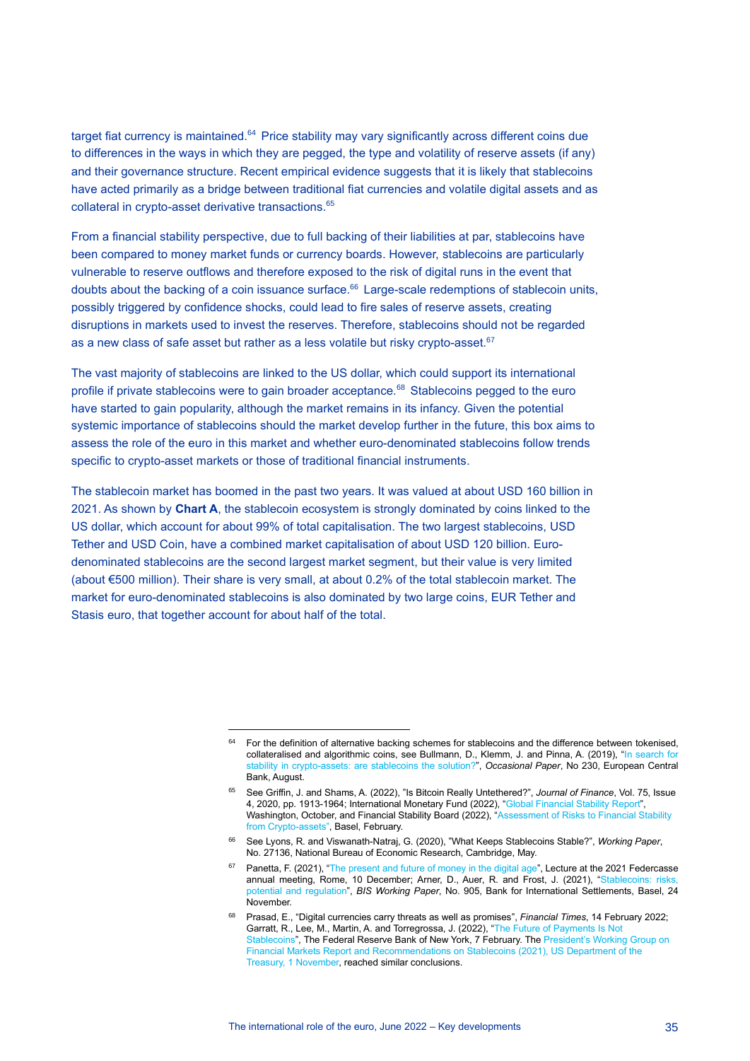target fiat currency is maintained.[64] Price stability may vary significantly across different coins due to differences in the ways in which they are pegged, the type and volatility of reserve assets (if any) and their governance structure. Recent empirical evidence suggests that it is likely that stablecoins have acted primarily as a bridge between traditional fiat currencies and volatile digital assets and as collateral in crypto-asset derivative transactions.[65]

From a financial stability perspective, due to full backing of their liabilities at par, stablecoins have been compared to money market funds or currency boards. However, stablecoins are particularly vulnerable to reserve outflows and therefore exposed to the risk of digital runs in the event that doubts about the backing of a coin issuance surface.[66] Large-scale redemptions of stablecoin units, possibly triggered by confidence shocks, could lead to fire sales of reserve assets, creating disruptions in markets used to invest the reserves. Therefore, stablecoins should not be regarded as a new class of safe asset but rather as a less volatile but risky crypto-asset.[67]

The vast majority of stablecoins are linked to the US dollar, which could support its international profile if private stablecoins were to gain broader acceptance.[68] Stablecoins pegged to the euro have started to gain popularity, although the market remains in its infancy. Given the potential systemic importance of stablecoins should the market develop further in the future, this box aims to assess the role of the euro in this market and whether euro-denominated stablecoins follow trends specific to crypto-asset markets or those of traditional financial instruments.

The stablecoin market has boomed in the past two years. It was valued at about USD 160 billion in 2021. As shown by **Chart A**, the stablecoin ecosystem is strongly dominated by coins linked to the US dollar, which account for about 99% of total capitalisation. The two largest stablecoins, USD Tether and USD Coin, have a combined market capitalisation of about USD 120 billion. Euro-denominated stablecoins are the second largest market segment, but their value is very limited (about €500 million). Their share is very small, at about 0.2% of the total stablecoin market. The market for euro-denominated stablecoins is also dominated by two large coins, EUR Tether and Stasis euro, that together account for about half of the total.

---

[64] For the definition of alternative backing schemes for stablecoins and the difference between tokenised, collateralised and algorithmic coins, see Bullmann, D., Klemm, J. and Pinna, A. (2019), "In search for stability in crypto-assets: are stablecoins the solution?", *Occasional Paper*, No 230, European Central Bank, August.

[65] See Griffin, J. and Shams, A. (2022), "Is Bitcoin Really Untethered?", *Journal of Finance*, Vol. 75, Issue 4, 2020, pp. 1913-1964; International Monetary Fund (2022), "Global Financial Stability Report", Washington, October, and Financial Stability Board (2022), "Assessment of Risks to Financial Stability from Crypto-assets", Basel, February.

[66] See Lyons, R. and Viswanath-Natraj, G. (2020), "What Keeps Stablecoins Stable?", *Working Paper*, No. 27136, National Bureau of Economic Research, Cambridge, May.

[67] Panetta, F. (2021), "The present and future of money in the digital age", Lecture at the 2021 Federcasse annual meeting, Rome, 10 December; Arner, D., Auer, R. and Frost, J. (2021), "Stablecoins: risks, potential and regulation", *BIS Working Paper*, No. 905, Bank for International Settlements, Basel, 24 November.

[68] Prasad, E., "Digital currencies carry threats as well as promises", *Financial Times*, 14 February 2022; Garratt, R., Lee, M., Martin, A. and Torregrossa, J. (2022), "The Future of Payments Is Not Stablecoins", The Federal Reserve Bank of New York, 7 February. The President's Working Group on Financial Markets Report and Recommendations on Stablecoins (2021), US Department of the Treasury, 1 November, reached similar conclusions.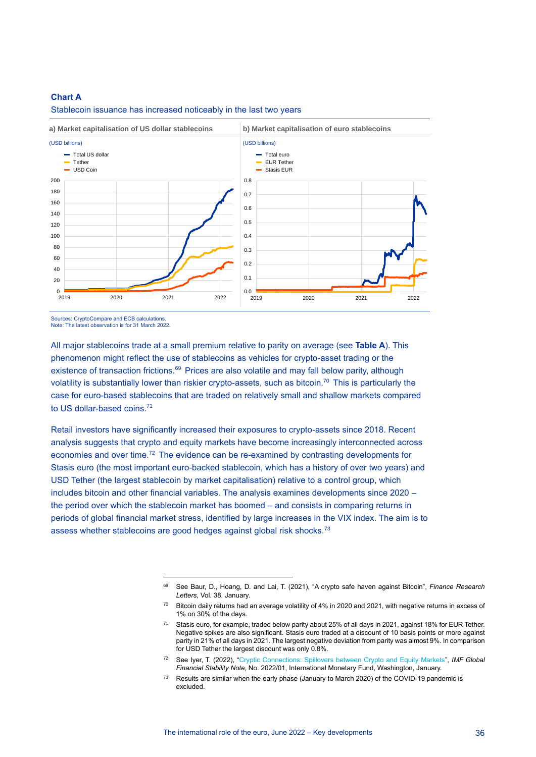**Chart A**

Stablecoin issuance has increased noticeably in the last two years

a) Market capitalisation of US dollar stablecoins

(USD billions)

- Total US dollar
- Tether
- USD Coin

b) Market capitalisation of euro stablecoins

(USD billions)

- Total euro
- EUR Tether
- Stasis EUR

Sources: CryptoCompare and ECB calculations.
Note: The latest observation is for 31 March 2022.

All major stablecoins trade at a small premium relative to parity on average (see **Table A**). This phenomenon might reflect the use of stablecoins as vehicles for crypto-asset trading or the existence of transaction frictions.[69] Prices are also volatile and may fall below parity, although volatility is substantially lower than riskier crypto-assets, such as bitcoin.[70] This is particularly the case for euro-based stablecoins that are traded on relatively small and shallow markets compared to US dollar-based coins.[71]

Retail investors have significantly increased their exposures to crypto-assets since 2018. Recent analysis suggests that crypto and equity markets have become increasingly interconnected across economies and over time.[72] The evidence can be re-examined by contrasting developments for Stasis euro (the most important euro-backed stablecoin, which has a history of over two years) and USD Tether (the largest stablecoin by market capitalisation) relative to a control group, which includes bitcoin and other financial variables. The analysis examines developments since 2020 – the period over which the stablecoin market has boomed – and consists in comparing returns in periods of global financial market stress, identified by large increases in the VIX index. The aim is to assess whether stablecoins are good hedges against global risk shocks.[73]

---

[69] See Baur, D., Hoang, D. and Lai, T. (2021), "A crypto safe haven against Bitcoin", *Finance Research Letters*, Vol. 38, January.

[70] Bitcoin daily returns had an average volatility of 4% in 2020 and 2021, with negative returns in excess of 1% on 30% of the days.

[71] Stasis euro, for example, traded below parity about 25% of all days in 2021, against 18% for EUR Tether. Negative spikes are also significant. Stasis euro traded at a discount of 10 basis points or more against parity in 21% of all days in 2021. The largest negative deviation from parity was almost 9%. In comparison for USD Tether the largest discount was only 0.8%.

[72] See Iyer, T. (2022), "Cryptic Connections: Spillovers between Crypto and Equity Markets", *IMF Global Financial Stability Note*, No. 2022/01, International Monetary Fund, Washington, January.

[73] Results are similar when the early phase (January to March 2020) of the COVID-19 pandemic is excluded.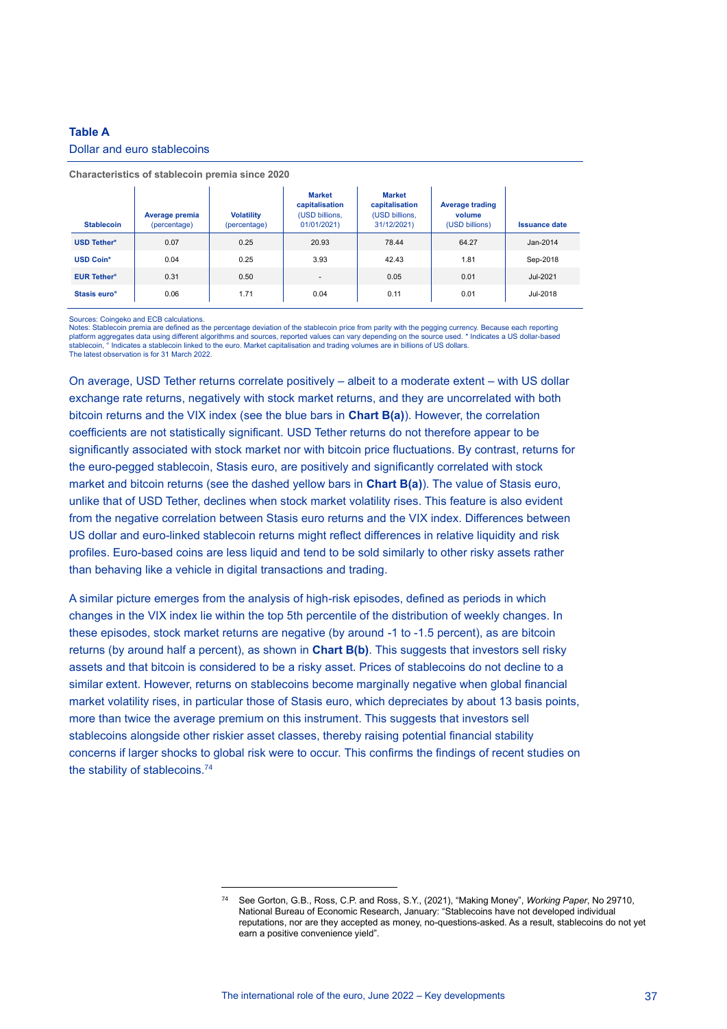**Table A**

Dollar and euro stablecoins

**Characteristics of stablecoin premia since 2020**

| Stablecoin | Average premia (percentage) | Volatility (percentage) | Market capitalisation (USD billions, 01/01/2021) | Market capitalisation (USD billions, 31/12/2021) | Average trading volume (USD billions) | Issuance date |
|---|---|---|---|---|---|---|
| USD Tether* | 0.07 | 0.25 | 20.93 | 78.44 | 64.27 | Jan-2014 |
| USD Coin* | 0.04 | 0.25 | 3.93 | 42.43 | 1.81 | Sep-2018 |
| EUR Tether° | 0.31 | 0.50 | - | 0.05 | 0.01 | Jul-2021 |
| Stasis euro° | 0.06 | 1.71 | 0.04 | 0.11 | 0.01 | Jul-2018 |

Sources: Coingeko and ECB calculations.
Notes: Stablecoin premia are defined as the percentage deviation of the stablecoin price from parity with the pegging currency. Because each reporting platform aggregates data using different algorithms and sources, reported values can vary depending on the source used. * Indicates a US dollar-based stablecoin, ° Indicates a stablecoin linked to the euro. Market capitalisation and trading volumes are in billions of US dollars.
The latest observation is for 31 March 2022.

On average, USD Tether returns correlate positively – albeit to a moderate extent – with US dollar exchange rate returns, negatively with stock market returns, and they are uncorrelated with both bitcoin returns and the VIX index (see the blue bars in **Chart B(a)**). However, the correlation coefficients are not statistically significant. USD Tether returns do not therefore appear to be significantly associated with stock market nor with bitcoin price fluctuations. By contrast, returns for the euro-pegged stablecoin, Stasis euro, are positively and significantly correlated with stock market and bitcoin returns (see the dashed yellow bars in **Chart B(a)**). The value of Stasis euro, unlike that of USD Tether, declines when stock market volatility rises. This feature is also evident from the negative correlation between Stasis euro returns and the VIX index. Differences between US dollar and euro-linked stablecoin returns might reflect differences in relative liquidity and risk profiles. Euro-based coins are less liquid and tend to be sold similarly to other risky assets rather than behaving like a vehicle in digital transactions and trading.

A similar picture emerges from the analysis of high-risk episodes, defined as periods in which changes in the VIX index lie within the top 5th percentile of the distribution of weekly changes. In these episodes, stock market returns are negative (by around -1 to -1.5 percent), as are bitcoin returns (by around half a percent), as shown in **Chart B(b)**. This suggests that investors sell risky assets and that bitcoin is considered to be a risky asset. Prices of stablecoins do not decline to a similar extent. However, returns on stablecoins become marginally negative when global financial market volatility rises, in particular those of Stasis euro, which depreciates by about 13 basis points, more than twice the average premium on this instrument. This suggests that investors sell stablecoins alongside other riskier asset classes, thereby raising potential financial stability concerns if larger shocks to global risk were to occur. This confirms the findings of recent studies on the stability of stablecoins.[74]

[74] See Gorton, G.B., Ross, C.P. and Ross, S.Y., (2021), "Making Money", *Working Paper*, No 29710, National Bureau of Economic Research, January: "Stablecoins have not developed individual reputations, nor are they accepted as money, no-questions-asked. As a result, stablecoins do not yet earn a positive convenience yield".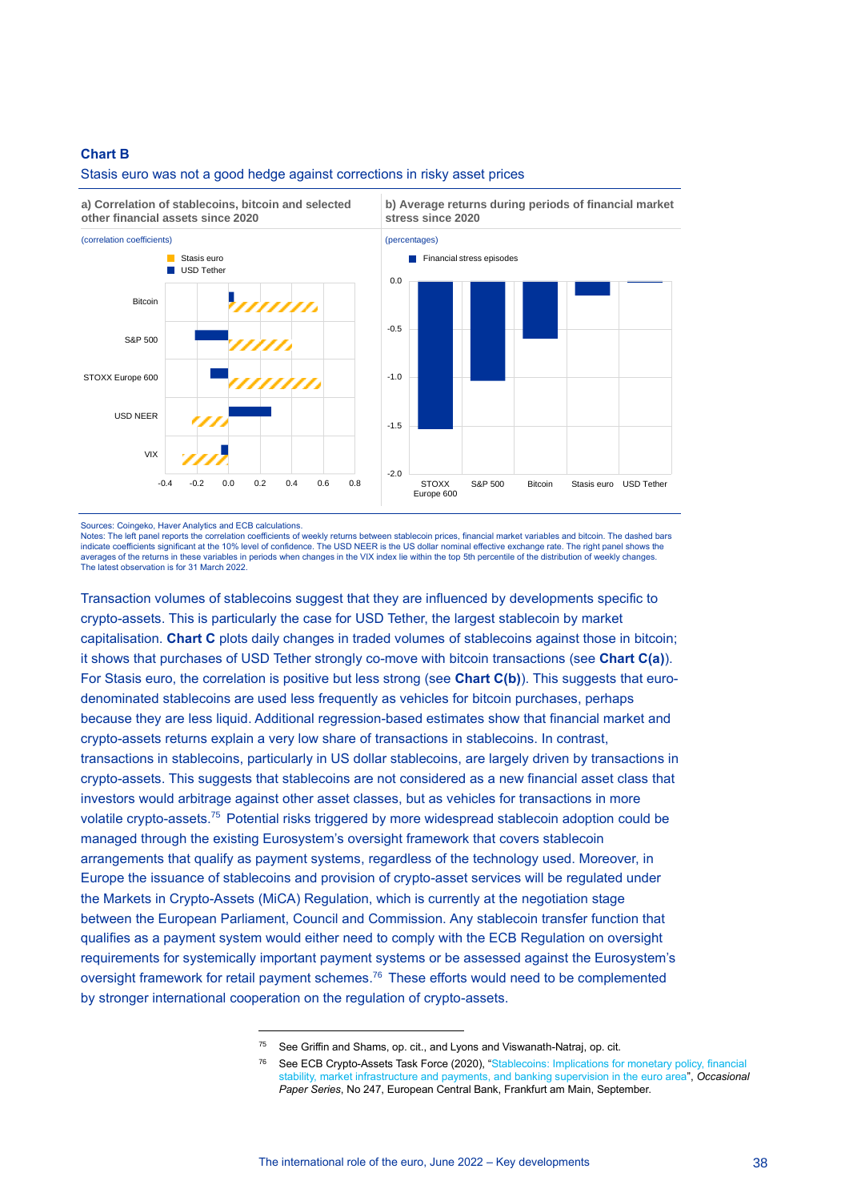**Chart B**

Stasis euro was not a good hedge against corrections in risky asset prices

a) Correlation of stablecoins, bitcoin and selected other financial assets since 2020

(correlation coefficients)

b) Average returns during periods of financial market stress since 2020

(percentages)

Sources: Coingeko, Haver Analytics and ECB calculations.
Notes: The left panel reports the correlation coefficients of weekly returns between stablecoin prices, financial market variables and bitcoin. The dashed bars indicate coefficients significant at the 10% level of confidence. The USD NEER is the US dollar nominal effective exchange rate. The right panel shows the averages of the returns in these variables in periods when changes in the VIX index lie within the top 5th percentile of the distribution of weekly changes. The latest observation is for 31 March 2022.

Transaction volumes of stablecoins suggest that they are influenced by developments specific to crypto-assets. This is particularly the case for USD Tether, the largest stablecoin by market capitalisation. **Chart C** plots daily changes in traded volumes of stablecoins against those in bitcoin; it shows that purchases of USD Tether strongly co-move with bitcoin transactions (see **Chart C(a)**). For Stasis euro, the correlation is positive but less strong (see **Chart C(b)**). This suggests that euro-denominated stablecoins are used less frequently as vehicles for bitcoin purchases, perhaps because they are less liquid. Additional regression-based estimates show that financial market and crypto-assets returns explain a very low share of transactions in stablecoins. In contrast, transactions in stablecoins, particularly in US dollar stablecoins, are largely driven by transactions in crypto-assets. This suggests that stablecoins are not considered as a new financial asset class that investors would arbitrage against other asset classes, but as vehicles for transactions in more volatile crypto-assets.[75] Potential risks triggered by more widespread stablecoin adoption could be managed through the existing Eurosystem's oversight framework that covers stablecoin arrangements that qualify as payment systems, regardless of the technology used. Moreover, in Europe the issuance of stablecoins and provision of crypto-asset services will be regulated under the Markets in Crypto-Assets (MiCA) Regulation, which is currently at the negotiation stage between the European Parliament, Council and Commission. Any stablecoin transfer function that qualifies as a payment system would either need to comply with the ECB Regulation on oversight requirements for systemically important payment systems or be assessed against the Eurosystem's oversight framework for retail payment schemes.[76] These efforts would need to be complemented by stronger international cooperation on the regulation of crypto-assets.

---

[75] See Griffin and Shams, op. cit., and Lyons and Viswanath-Natraj, op. cit.

[76] See ECB Crypto-Assets Task Force (2020), "Stablecoins: Implications for monetary policy, financial stability, market infrastructure and payments, and banking supervision in the euro area", *Occasional Paper Series*, No 247, European Central Bank, Frankfurt am Main, September.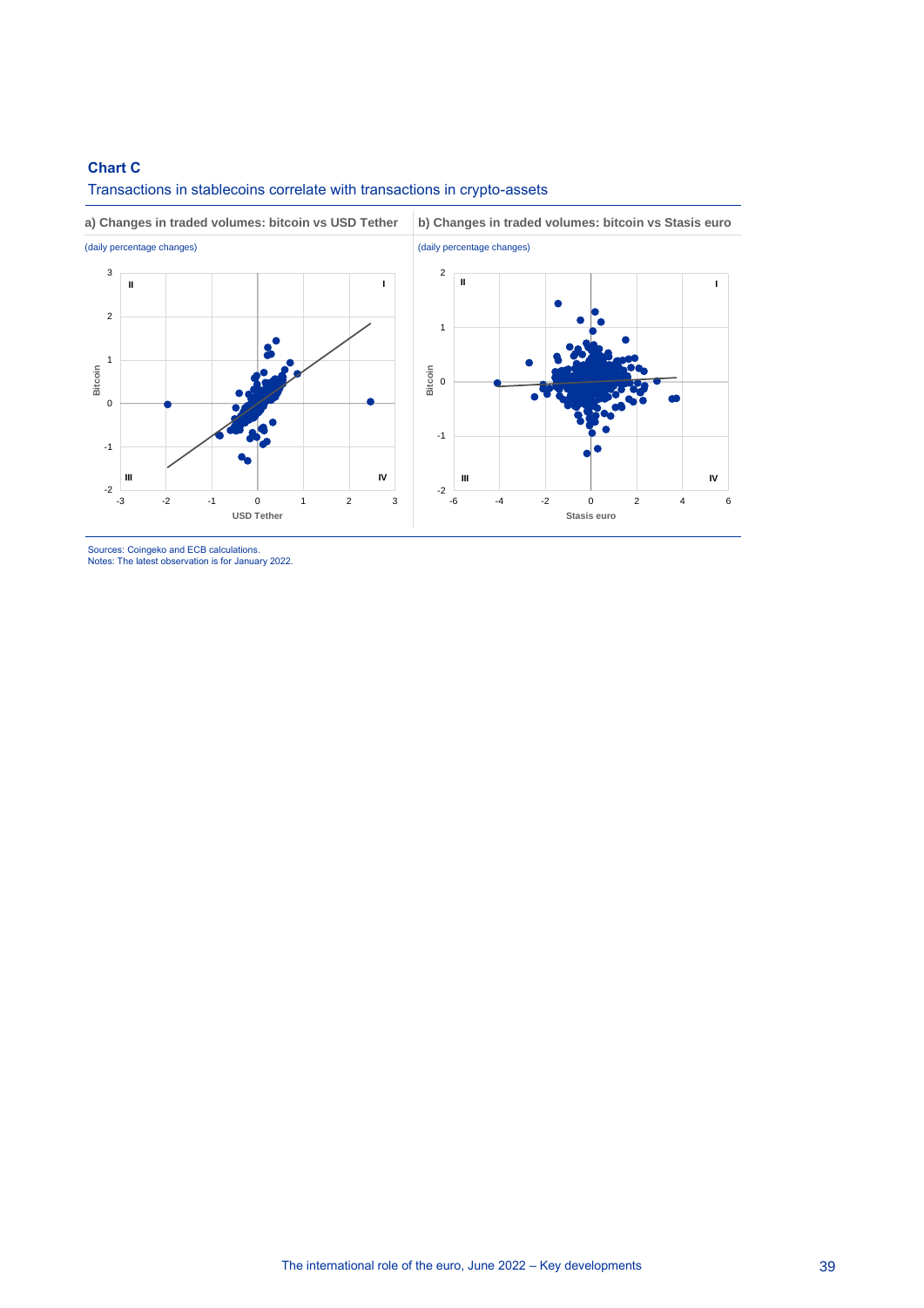**Chart C**

Transactions in stablecoins correlate with transactions in crypto-assets

**a) Changes in traded volumes: bitcoin vs USD Tether**

(daily percentage changes)

**b) Changes in traded volumes: bitcoin vs Stasis euro**

(daily percentage changes)

Sources: Coingeko and ECB calculations.
Notes: The latest observation is for January 2022.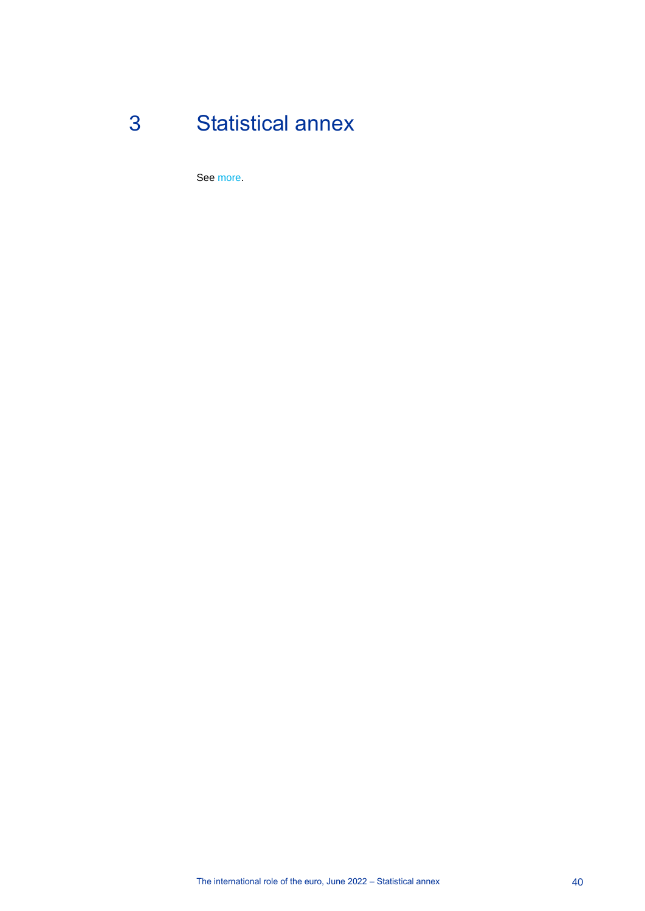# 3 Statistical annex

See more.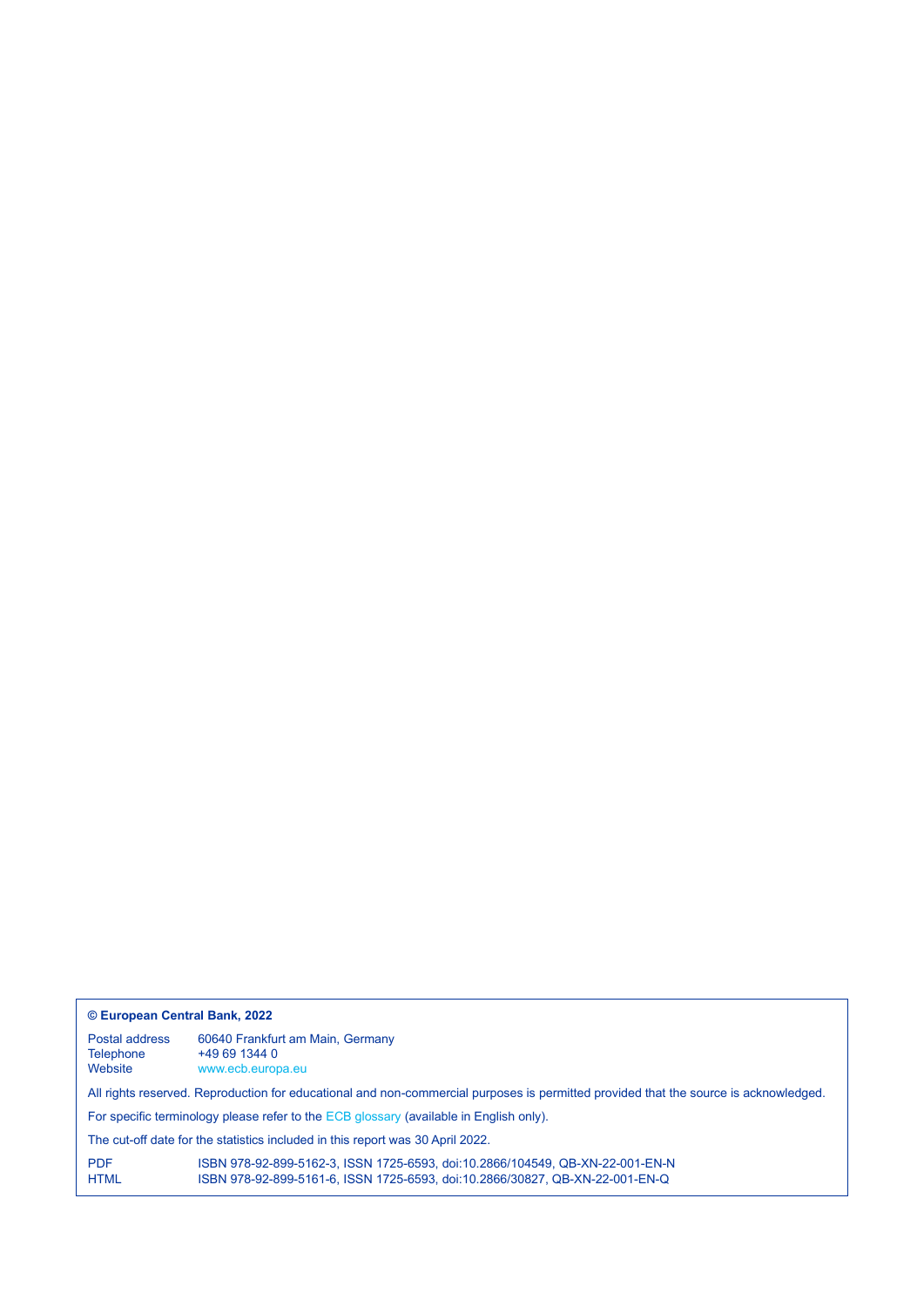**© European Central Bank, 2022**

| | |
|---|---|
| Postal address | 60640 Frankfurt am Main, Germany |
| Telephone | +49 69 1344 0 |
| Website | www.ecb.europa.eu |

All rights reserved. Reproduction for educational and non-commercial purposes is permitted provided that the source is acknowledged.

For specific terminology please refer to the ECB glossary (available in English only).

The cut-off date for the statistics included in this report was 30 April 2022.

| | |
|---|---|
| PDF | ISBN 978-92-899-5162-3, ISSN 1725-6593, doi:10.2866/104549, QB-XN-22-001-EN-N |
| HTML | ISBN 978-92-899-5161-6, ISSN 1725-6593, doi:10.2866/30827, QB-XN-22-001-EN-Q |